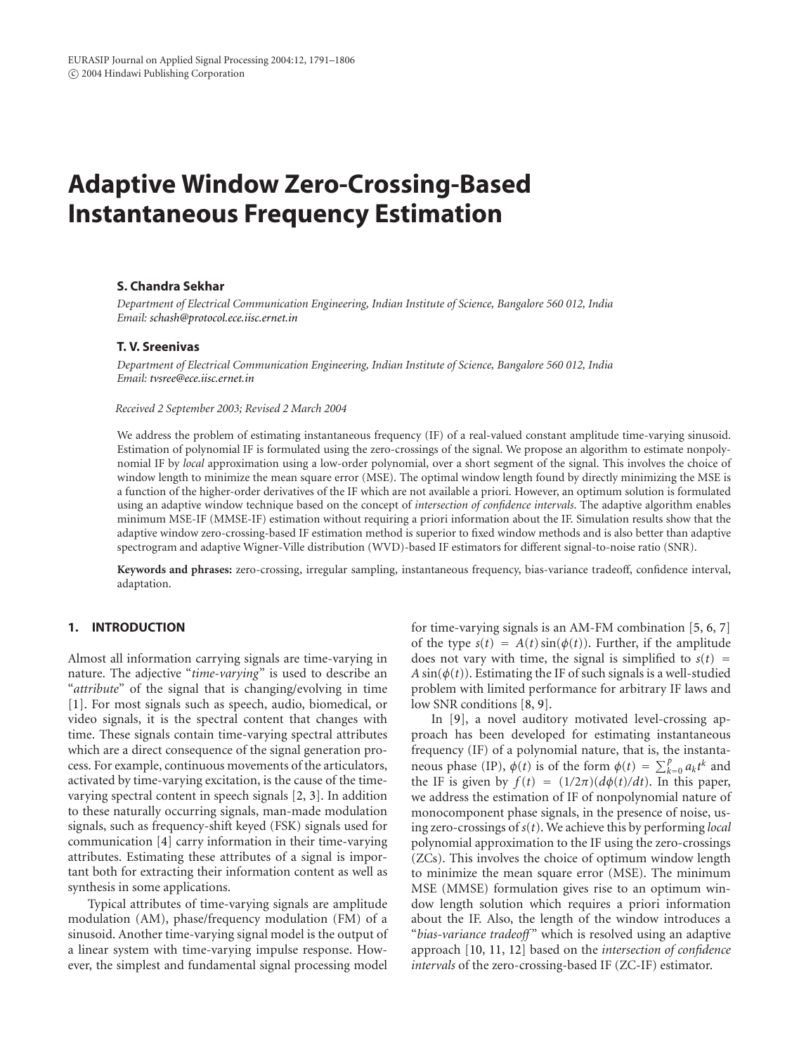# Adaptive Window Zero-Crossing-Based Instantaneous Frequency Estimation

**S. Chandra Sekhar**

*Department of Electrical Communication Engineering, Indian Institute of Science, Bangalore 560 012, India*
*Email: schash@protocol.ece.iisc.ernet.in*

**T. V. Sreenivas**

*Department of Electrical Communication Engineering, Indian Institute of Science, Bangalore 560 012, India*
*Email: tvsree@ece.iisc.ernet.in*

*Received 2 September 2003; Revised 2 March 2004*

We address the problem of estimating instantaneous frequency (IF) of a real-valued constant amplitude time-varying sinusoid. Estimation of polynomial IF is formulated using the zero-crossings of the signal. We propose an algorithm to estimate nonpolynomial IF by *local* approximation using a low-order polynomial, over a short segment of the signal. This involves the choice of window length to minimize the mean square error (MSE). The optimal window length found by directly minimizing the MSE is a function of the higher-order derivatives of the IF which are not available a priori. However, an optimum solution is formulated using an adaptive window technique based on the concept of *intersection of confidence intervals*. The adaptive algorithm enables minimum MSE-IF (MMSE-IF) estimation without requiring a priori information about the IF. Simulation results show that the adaptive window zero-crossing-based IF estimation method is superior to fixed window methods and is also better than adaptive spectrogram and adaptive Wigner-Ville distribution (WVD)-based IF estimators for different signal-to-noise ratio (SNR).

**Keywords and phrases:** zero-crossing, irregular sampling, instantaneous frequency, bias-variance tradeoff, confidence interval, adaptation.

## 1. INTRODUCTION

Almost all information carrying signals are time-varying in nature. The adjective "*time-varying*" is used to describe an "*attribute*" of the signal that is changing/evolving in time [1]. For most signals such as speech, audio, biomedical, or video signals, it is the spectral content that changes with time. These signals contain time-varying spectral attributes which are a direct consequence of the signal generation process. For example, continuous movements of the articulators, activated by time-varying excitation, is the cause of the time-varying spectral content in speech signals [2, 3]. In addition to these naturally occurring signals, man-made modulation signals, such as frequency-shift keyed (FSK) signals used for communication [4] carry information in their time-varying attributes. Estimating these attributes of a signal is important both for extracting their information content as well as synthesis in some applications.

Typical attributes of time-varying signals are amplitude modulation (AM), phase/frequency modulation (FM) of a sinusoid. Another time-varying signal model is the output of a linear system with time-varying impulse response. However, the simplest and fundamental signal processing model for time-varying signals is an AM-FM combination [5, 6, 7] of the type $s(t) = A(t)\sin(\phi(t))$. Further, if the amplitude does not vary with time, the signal is simplified to $s(t) = A\sin(\phi(t))$. Estimating the IF of such signals is a well-studied problem with limited performance for arbitrary IF laws and low SNR conditions [8, 9].

In [9], a novel auditory motivated level-crossing approach has been developed for estimating instantaneous frequency (IF) of a polynomial nature, that is, the instantaneous phase (IP), $\phi(t)$ is of the form $\phi(t) = \sum_{k=0}^{p} a_k t^k$ and the IF is given by $f(t) = (1/2\pi)(d\phi(t)/dt)$. In this paper, we address the estimation of IF of nonpolynomial nature of monocomponent phase signals, in the presence of noise, using zero-crossings of $s(t)$. We achieve this by performing *local* polynomial approximation to the IF using the zero-crossings (ZCs). This involves the choice of optimum window length to minimize the mean square error (MSE). The minimum MSE (MMSE) formulation gives rise to an optimum window length solution which requires a priori information about the IF. Also, the length of the window introduces a "*bias-variance tradeoff*" which is resolved using an adaptive approach [10, 11, 12] based on the *intersection of confidence intervals* of the zero-crossing-based IF (ZC-IF) estimator.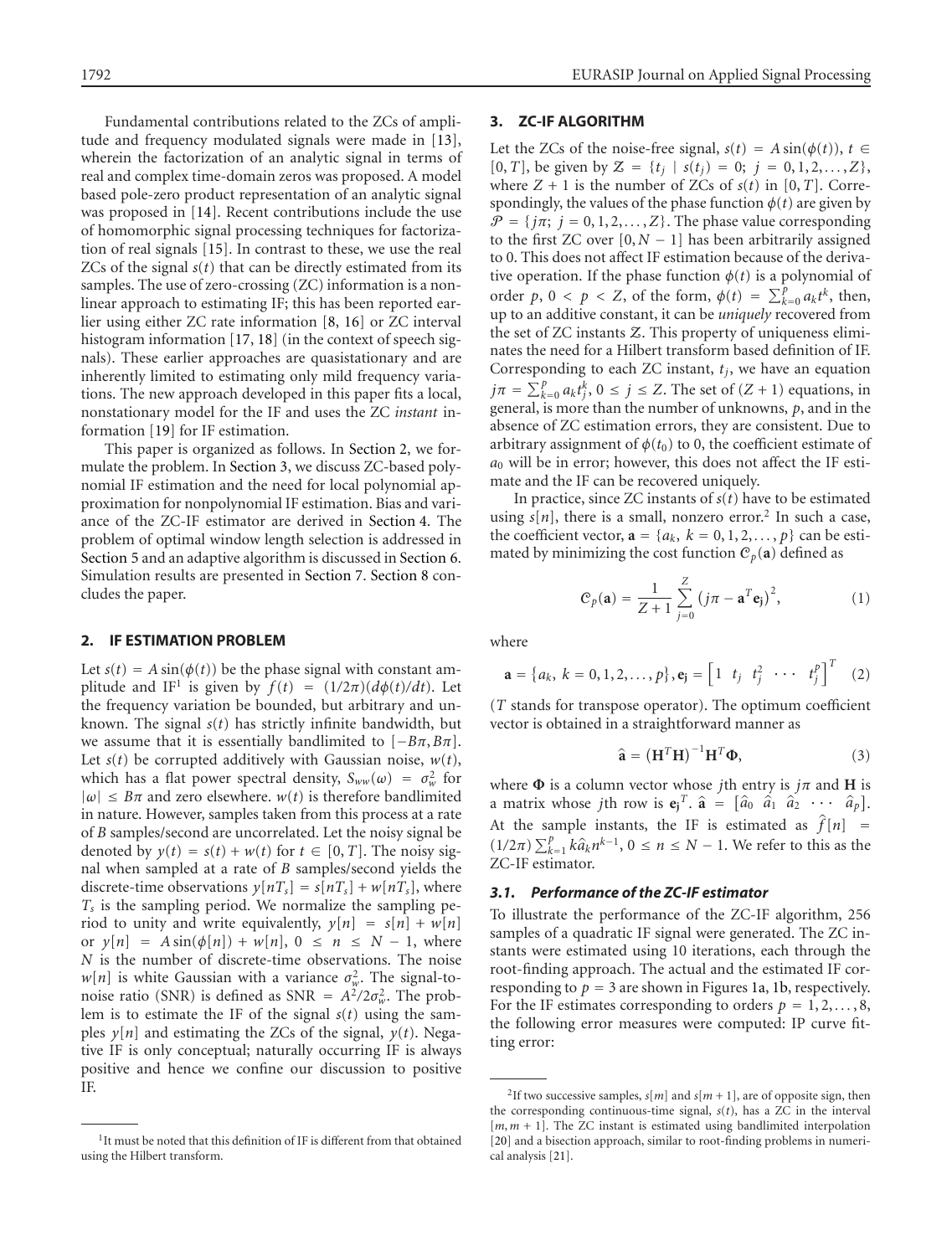Fundamental contributions related to the ZCs of amplitude and frequency modulated signals were made in [13], wherein the factorization of an analytic signal in terms of real and complex time-domain zeros was proposed. A model based pole-zero product representation of an analytic signal was proposed in [14]. Recent contributions include the use of homomorphic signal processing techniques for factorization of real signals [15]. In contrast to these, we use the real ZCs of the signal $s(t)$ that can be directly estimated from its samples. The use of zero-crossing (ZC) information is a nonlinear approach to estimating IF; this has been reported earlier using either ZC rate information [8, 16] or ZC interval histogram information [17, 18] (in the context of speech signals). These earlier approaches are quasistationary and are inherently limited to estimating only mild frequency variations. The new approach developed in this paper fits a local, nonstationary model for the IF and uses the ZC *instant* information [19] for IF estimation.

This paper is organized as follows. In Section 2, we formulate the problem. In Section 3, we discuss ZC-based polynomial IF estimation and the need for local polynomial approximation for nonpolynomial IF estimation. Bias and variance of the ZC-IF estimator are derived in Section 4. The problem of optimal window length selection is addressed in Section 5 and an adaptive algorithm is discussed in Section 6. Simulation results are presented in Section 7. Section 8 concludes the paper.

## 2. IF ESTIMATION PROBLEM

Let $s(t) = A\sin(\phi(t))$ be the phase signal with constant amplitude and IF[1] is given by $f(t) = (1/2\pi)(d\phi(t)/dt)$. Let the frequency variation be bounded, but arbitrary and unknown. The signal $s(t)$ has strictly infinite bandwidth, but we assume that it is essentially bandlimited to $[-B\pi, B\pi]$. Let $s(t)$ be corrupted additively with Gaussian noise, $w(t)$, which has a flat power spectral density, $S_{ww}(\omega) = \sigma_w^2$ for $|\omega| \leq B\pi$ and zero elsewhere. $w(t)$ is therefore bandlimited in nature. However, samples taken from this process at a rate of $B$ samples/second are uncorrelated. Let the noisy signal be denoted by $y(t) = s(t) + w(t)$ for $t \in [0, T]$. The noisy signal when sampled at a rate of $B$ samples/second yields the discrete-time observations $y[nT_s] = s[nT_s] + w[nT_s]$, where $T_s$ is the sampling period. We normalize the sampling period to unity and write equivalently, $y[n] = s[n] + w[n]$ or $y[n] = A\sin(\phi[n]) + w[n]$, $0 \leq n \leq N-1$, where $N$ is the number of discrete-time observations. The noise $w[n]$ is white Gaussian with a variance $\sigma_w^2$. The signal-to-noise ratio (SNR) is defined as $\text{SNR} = A^2/2\sigma_w^2$. The problem is to estimate the IF of the signal $s(t)$ using the samples $y[n]$ and estimating the ZCs of the signal, $y(t)$. Negative IF is only conceptual; naturally occurring IF is always positive and hence we confine our discussion to positive IF.

## 3. ZC-IF ALGORITHM

Let the ZCs of the noise-free signal, $s(t) = A\sin(\phi(t))$, $t \in [0, T]$, be given by $\mathcal{Z} = \{t_j \mid s(t_j) = 0;\ j = 0, 1, 2, \ldots, Z\}$, where $Z + 1$ is the number of ZCs of $s(t)$ in $[0, T]$. Correspondingly, the values of the phase function $\phi(t)$ are given by $\mathcal{P} = \{j\pi;\ j = 0, 1, 2, \ldots, Z\}$. The phase value corresponding to the first ZC over $[0, N-1]$ has been arbitrarily assigned to 0. This does not affect IF estimation because of the derivative operation. If the phase function $\phi(t)$ is a polynomial of order $p$, $0 < p < Z$, of the form, $\phi(t) = \sum_{k=0}^{p} a_k t^k$, then, up to an additive constant, it can be *uniquely* recovered from the set of ZC instants $\mathcal{Z}$. This property of uniqueness eliminates the need for a Hilbert transform based definition of IF. Corresponding to each ZC instant, $t_j$, we have an equation $j\pi = \sum_{k=0}^{p} a_k t_j^k$, $0 \leq j \leq Z$. The set of $(Z+1)$ equations, in general, is more than the number of unknowns, $p$, and in the absence of ZC estimation errors, they are consistent. Due to arbitrary assignment of $\phi(t_0)$ to 0, the coefficient estimate of $a_0$ will be in error; however, this does not affect the IF estimate and the IF can be recovered uniquely.

In practice, since ZC instants of $s(t)$ have to be estimated using $s[n]$, there is a small, nonzero error.[2] In such a case, the coefficient vector, $\mathbf{a} = \{a_k,\ k = 0, 1, 2, \ldots, p\}$ can be estimated by minimizing the cost function $\mathcal{C}_p(\mathbf{a})$ defined as

$$\mathcal{C}_p(\mathbf{a}) = \frac{1}{Z+1}\sum_{j=0}^{Z}\left(j\pi - \mathbf{a}^T\mathbf{e_j}\right)^2, \tag{1}$$

where

$$\mathbf{a} = \{a_k,\ k = 0, 1, 2, \ldots, p\}, \mathbf{e_j} = \begin{bmatrix} 1 & t_j & t_j^2 & \cdots & t_j^p \end{bmatrix}^T \tag{2}$$

($T$ stands for transpose operator). The optimum coefficient vector is obtained in a straightforward manner as

$$\hat{\mathbf{a}} = \left(\mathbf{H}^T\mathbf{H}\right)^{-1}\mathbf{H}^T\mathbf{\Phi}, \tag{3}$$

where $\mathbf{\Phi}$ is a column vector whose $j$th entry is $j\pi$ and $\mathbf{H}$ is a matrix whose $j$th row is $\mathbf{e_j}^T$. $\hat{\mathbf{a}} = [\hat{a}_0\ \hat{a}_1\ \hat{a}_2\ \cdots\ \hat{a}_p]$. At the sample instants, the IF is estimated as $\hat{f}[n] = (1/2\pi)\sum_{k=1}^{p} k\hat{a}_k n^{k-1}$, $0 \leq n \leq N-1$. We refer to this as the ZC-IF estimator.

### 3.1. Performance of the ZC-IF estimator

To illustrate the performance of the ZC-IF algorithm, 256 samples of a quadratic IF signal were generated. The ZC instants were estimated using 10 iterations, each through the root-finding approach. The actual and the estimated IF corresponding to $p = 3$ are shown in Figures 1a, 1b, respectively. For the IF estimates corresponding to orders $p = 1, 2, \ldots, 8$, the following error measures were computed: IP curve fitting error:

---

[1] It must be noted that this definition of IF is different from that obtained using the Hilbert transform.

[2] If two successive samples, $s[m]$ and $s[m+1]$, are of opposite sign, then the corresponding continuous-time signal, $s(t)$, has a ZC in the interval $[m, m+1]$. The ZC instant is estimated using bandlimited interpolation [20] and a bisection approach, similar to root-finding problems in numerical analysis [21].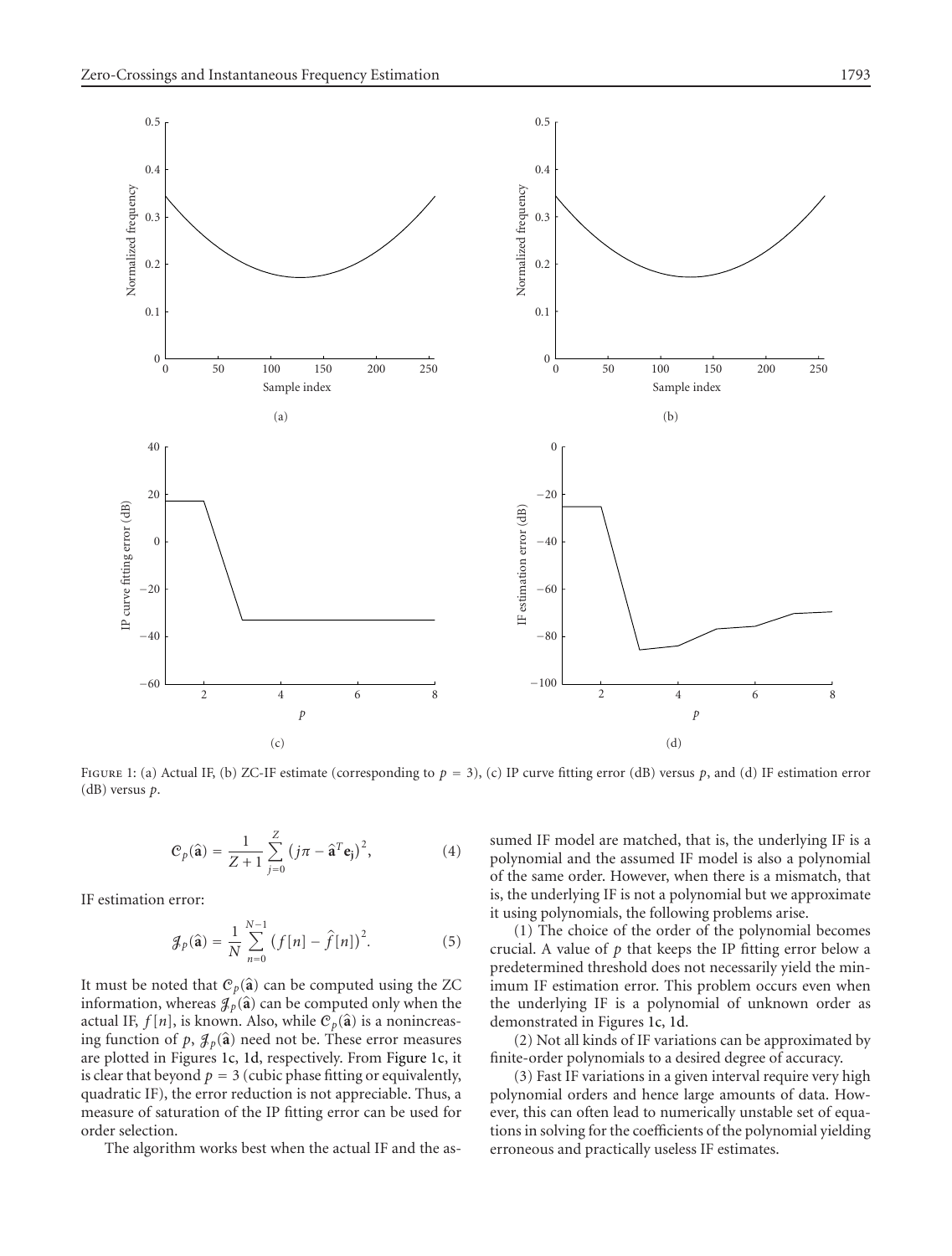0.5
0.4
0.3
0.2
0.1
0
Normalized frequency
0 50 100 150 200 250
Sample index
(a)

0.5
0.4
0.3
0.2
0.1
0
Normalized frequency
0 50 100 150 200 250
Sample index
(b)

40
20
0
−20
−40
−60
IP curve fitting error (dB)
2 4 6 8
$p$
(c)

0
−20
−40
−60
−80
−100
IF estimation error (dB)
2 4 6 8
$p$
(d)

Figure 1: (a) Actual IF, (b) ZC-IF estimate (corresponding to $p = 3$), (c) IP curve fitting error (dB) versus $p$, and (d) IF estimation error (dB) versus $p$.

$$\mathcal{C}_p(\hat{\mathbf{a}}) = \frac{1}{Z+1}\sum_{j=0}^{Z}\left(j\pi - \hat{\mathbf{a}}^T\mathbf{e}_\mathbf{j}\right)^2, \tag{4}$$

IF estimation error:

$$\mathcal{J}_p(\hat{\mathbf{a}}) = \frac{1}{N}\sum_{n=0}^{N-1}\left(f[n] - \hat{f}[n]\right)^2. \tag{5}$$

It must be noted that $\mathcal{C}_p(\hat{\mathbf{a}})$ can be computed using the ZC information, whereas $\mathcal{J}_p(\hat{\mathbf{a}})$ can be computed only when the actual IF, $f[n]$, is known. Also, while $\mathcal{C}_p(\hat{\mathbf{a}})$ is a nonincreasing function of $p$, $\mathcal{J}_p(\hat{\mathbf{a}})$ need not be. These error measures are plotted in Figures 1c, 1d, respectively. From Figure 1c, it is clear that beyond $p = 3$ (cubic phase fitting or equivalently, quadratic IF), the error reduction is not appreciable. Thus, a measure of saturation of the IP fitting error can be used for order selection.

The algorithm works best when the actual IF and the assumed IF model are matched, that is, the underlying IF is a polynomial and the assumed IF model is also a polynomial of the same order. However, when there is a mismatch, that is, the underlying IF is not a polynomial but we approximate it using polynomials, the following problems arise.

(1) The choice of the order of the polynomial becomes crucial. A value of $p$ that keeps the IP fitting error below a predetermined threshold does not necessarily yield the minimum IF estimation error. This problem occurs even when the underlying IF is a polynomial of unknown order as demonstrated in Figures 1c, 1d.

(2) Not all kinds of IF variations can be approximated by finite-order polynomials to a desired degree of accuracy.

(3) Fast IF variations in a given interval require very high polynomial orders and hence large amounts of data. However, this can often lead to numerically unstable set of equations in solving for the coefficients of the polynomial yielding erroneous and practically useless IF estimates.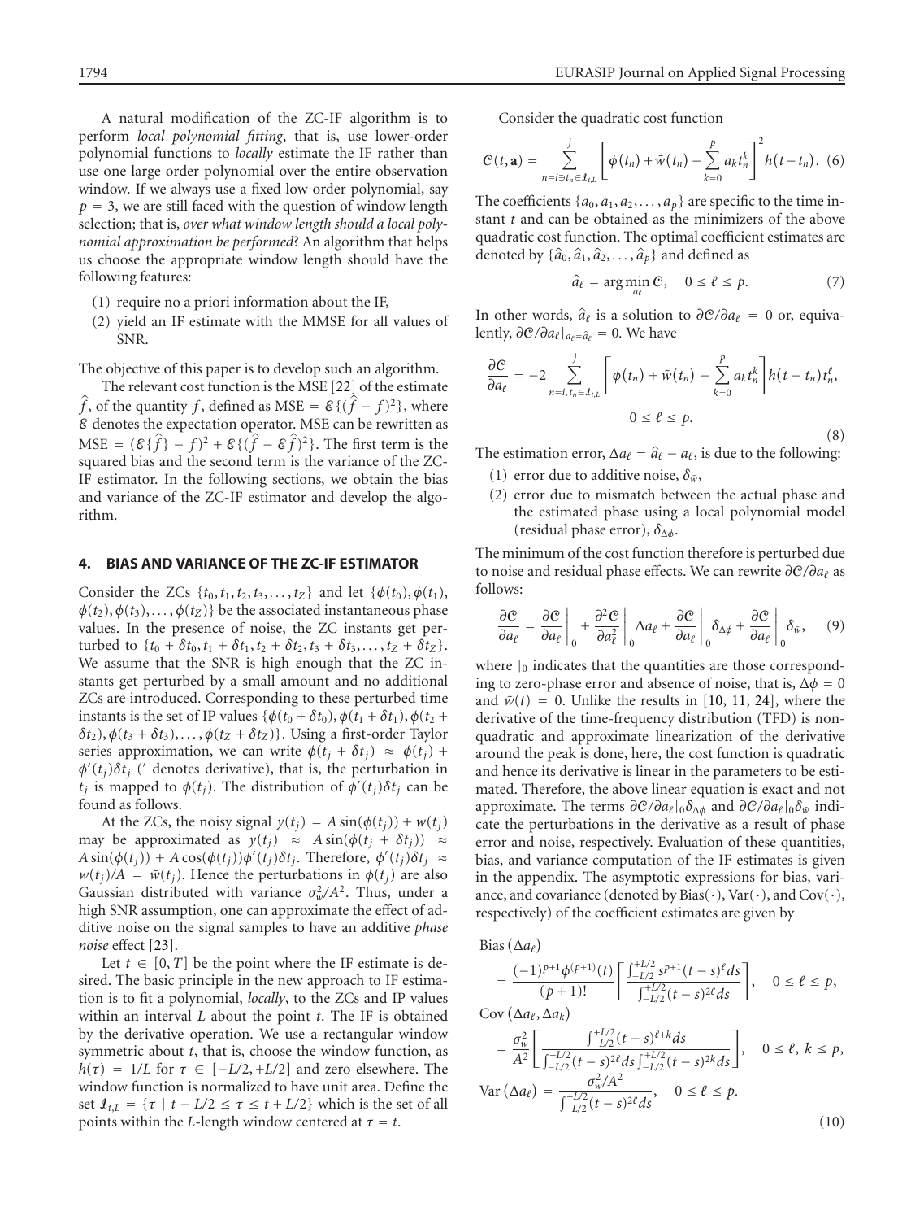A natural modification of the ZC-IF algorithm is to perform *local polynomial fitting*, that is, use lower-order polynomial functions to *locally* estimate the IF rather than use one large order polynomial over the entire observation window. If we always use a fixed low order polynomial, say $p = 3$, we are still faced with the question of window length selection; that is, *over what window length should a local polynomial approximation be performed*? An algorithm that helps us choose the appropriate window length should have the following features:

(1) require no a priori information about the IF,

(2) yield an IF estimate with the MMSE for all values of SNR.

The objective of this paper is to develop such an algorithm.

The relevant cost function is the MSE [22] of the estimate $\hat{f}$, of the quantity $f$, defined as $\text{MSE} = \mathcal{E}\{(\hat{f} - f)^2\}$, where $\mathcal{E}$ denotes the expectation operator. MSE can be rewritten as $\text{MSE} = (\mathcal{E}\{\hat{f}\} - f)^2 + \mathcal{E}\{(\hat{f} - \mathcal{E}\hat{f})^2\}$. The first term is the squared bias and the second term is the variance of the ZC-IF estimator. In the following sections, we obtain the bias and variance of the ZC-IF estimator and develop the algorithm.

## 4. BIAS AND VARIANCE OF THE ZC-IF ESTIMATOR

Consider the ZCs $\{t_0, t_1, t_2, t_3, \ldots, t_Z\}$ and let $\{\phi(t_0), \phi(t_1), \phi(t_2), \phi(t_3), \ldots, \phi(t_Z)\}$ be the associated instantaneous phase values. In the presence of noise, the ZC instants get perturbed to $\{t_0 + \delta t_0, t_1 + \delta t_1, t_2 + \delta t_2, t_3 + \delta t_3, \ldots, t_Z + \delta t_Z\}$. We assume that the SNR is high enough that the ZC instants get perturbed by a small amount and no additional ZCs are introduced. Corresponding to these perturbed time instants is the set of IP values $\{\phi(t_0 + \delta t_0), \phi(t_1 + \delta t_1), \phi(t_2 + \delta t_2), \phi(t_3 + \delta t_3), \ldots, \phi(t_Z + \delta t_Z)\}$. Using a first-order Taylor series approximation, we can write $\phi(t_j + \delta t_j) \approx \phi(t_j) + \phi'(t_j)\delta t_j$ ($'$ denotes derivative), that is, the perturbation in $t_j$ is mapped to $\phi(t_j)$. The distribution of $\phi'(t_j)\delta t_j$ can be found as follows.

At the ZCs, the noisy signal $y(t_j) = A\sin(\phi(t_j)) + w(t_j)$ may be approximated as $y(t_j) \approx A\sin(\phi(t_j + \delta t_j)) \approx A\sin(\phi(t_j)) + A\cos(\phi(t_j))\phi'(t_j)\delta t_j$. Therefore, $\phi'(t_j)\delta t_j \approx w(t_j)/A = \bar{w}(t_j)$. Hence the perturbations in $\phi(t_j)$ are also Gaussian distributed with variance $\sigma_w^2/A^2$. Thus, under a high SNR assumption, one can approximate the effect of additive noise on the signal samples to have an additive *phase noise* effect [23].

Let $t \in [0, T]$ be the point where the IF estimate is desired. The basic principle in the new approach to IF estimation is to fit a polynomial, *locally*, to the ZCs and IP values within an interval $L$ about the point $t$. The IF is obtained by the derivative operation. We use a rectangular window symmetric about $t$, that is, choose the window function, as $h(\tau) = 1/L$ for $\tau \in [-L/2, +L/2]$ and zero elsewhere. The window function is normalized to have unit area. Define the set $\mathcal{I}_{t,L} = \{\tau \mid t - L/2 \le \tau \le t + L/2\}$ which is the set of all points within the $L$-length window centered at $\tau = t$.

Consider the quadratic cost function

$$\mathcal{C}(t, \mathbf{a}) = \sum_{n=i \ni t_n \in \mathcal{I}_{t,L}}^{j} \left[\phi(t_n) + \bar{w}(t_n) - \sum_{k=0}^{p} a_k t_n^k\right]^2 h(t - t_n). \quad (6)$$

The coefficients $\{a_0, a_1, a_2, \ldots, a_p\}$ are specific to the time instant $t$ and can be obtained as the minimizers of the above quadratic cost function. The optimal coefficient estimates are denoted by $\{\hat{a}_0, \hat{a}_1, \hat{a}_2, \ldots, \hat{a}_p\}$ and defined as

$$\hat{a}_\ell = \arg\min_{a_\ell} \mathcal{C}, \quad 0 \le \ell \le p. \quad (7)$$

In other words, $\hat{a}_\ell$ is a solution to $\partial\mathcal{C}/\partial a_\ell = 0$ or, equivalently, $\partial\mathcal{C}/\partial a_\ell|_{a_\ell = \hat{a}_\ell} = 0$. We have

$$\frac{\partial \mathcal{C}}{\partial a_\ell} = -2 \sum_{n=i,\, t_n \in \mathcal{I}_{t,L}}^{j} \left[\phi(t_n) + \bar{w}(t_n) - \sum_{k=0}^{p} a_k t_n^k\right] h(t - t_n) t_n^\ell, \quad 0 \le \ell \le p. \quad (8)$$

The estimation error, $\Delta a_\ell = \hat{a}_\ell - a_\ell$, is due to the following:

(1) error due to additive noise, $\delta_{\bar{w}}$,

(2) error due to mismatch between the actual phase and the estimated phase using a local polynomial model (residual phase error), $\delta_{\Delta\phi}$.

The minimum of the cost function therefore is perturbed due to noise and residual phase effects. We can rewrite $\partial\mathcal{C}/\partial a_\ell$ as follows:

$$\frac{\partial \mathcal{C}}{\partial a_\ell} = \left.\frac{\partial \mathcal{C}}{\partial a_\ell}\right|_0 + \left.\frac{\partial^2 \mathcal{C}}{\partial a_\ell^2}\right|_0 \Delta a_\ell + \left.\frac{\partial \mathcal{C}}{\partial a_\ell}\right|_0 \delta_{\Delta\phi} + \left.\frac{\partial \mathcal{C}}{\partial a_\ell}\right|_0 \delta_{\bar{w}}, \quad (9)$$

where $|_0$ indicates that the quantities are those corresponding to zero-phase error and absence of noise, that is, $\Delta\phi = 0$ and $\bar{w}(t) = 0$. Unlike the results in [10, 11, 24], where the derivative of the time-frequency distribution (TFD) is nonquadratic and approximate linearization of the derivative around the peak is done, here, the cost function is quadratic and hence its derivative is linear in the parameters to be estimated. Therefore, the above linear equation is exact and not approximate. The terms $\partial\mathcal{C}/\partial a_\ell|_0 \delta_{\Delta\phi}$ and $\partial\mathcal{C}/\partial a_\ell|_0 \delta_{\bar{w}}$ indicate the perturbations in the derivative as a result of phase error and noise, respectively. Evaluation of these quantities, bias, and variance computation of the IF estimates is given in the appendix. The asymptotic expressions for bias, variance, and covariance (denoted by $\text{Bias}(\cdot)$, $\text{Var}(\cdot)$, and $\text{Cov}(\cdot)$, respectively) of the coefficient estimates are given by

$$\text{Bias}(\Delta a_\ell) = \frac{(-1)^{p+1}\phi^{(p+1)}(t)}{(p+1)!}\left[\frac{\int_{-L/2}^{+L/2} s^{p+1}(t-s)^\ell ds}{\int_{-L/2}^{+L/2}(t-s)^{2\ell} ds}\right], \quad 0 \le \ell \le p,$$

$$\text{Cov}(\Delta a_\ell, \Delta a_k) = \frac{\sigma_w^2}{A^2}\left[\frac{\int_{-L/2}^{+L/2}(t-s)^{\ell+k} ds}{\int_{-L/2}^{+L/2}(t-s)^{2\ell} ds \int_{-L/2}^{+L/2}(t-s)^{2k} ds}\right], \quad 0 \le \ell,\, k \le p,$$

$$\text{Var}(\Delta a_\ell) = \frac{\sigma_w^2/A^2}{\int_{-L/2}^{+L/2}(t-s)^{2\ell} ds}, \quad 0 \le \ell \le p. \quad (10)$$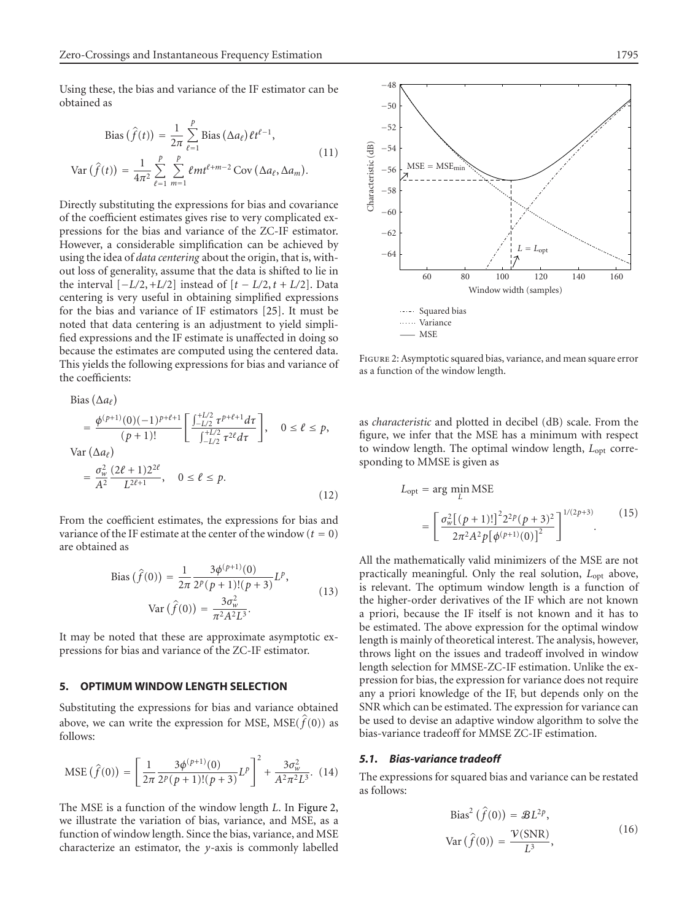Using these, the bias and variance of the IF estimator can be obtained as

$$\text{Bias}\left(\hat{f}(t)\right) = \frac{1}{2\pi}\sum_{\ell=1}^{p}\text{Bias}\left(\Delta a_\ell\right)\ell t^{\ell-1},$$
$$\text{Var}\left(\hat{f}(t)\right) = \frac{1}{4\pi^2}\sum_{\ell=1}^{p}\sum_{m=1}^{p}\ell m t^{\ell+m-2}\,\text{Cov}\left(\Delta a_\ell, \Delta a_m\right). \tag{11}$$

Directly substituting the expressions for bias and covariance of the coefficient estimates gives rise to very complicated expressions for the bias and variance of the ZC-IF estimator. However, a considerable simplification can be achieved by using the idea of *data centering* about the origin, that is, without loss of generality, assume that the data is shifted to lie in the interval $[-L/2, +L/2]$ instead of $[t - L/2, t + L/2]$. Data centering is very useful in obtaining simplified expressions for the bias and variance of IF estimators [25]. It must be noted that data centering is an adjustment to yield simplified expressions and the IF estimate is unaffected in doing so because the estimates are computed using the centered data. This yields the following expressions for bias and variance of the coefficients:

$$\text{Bias}\left(\Delta a_\ell\right) = \frac{\phi^{(p+1)}(0)(-1)^{p+\ell+1}}{(p+1)!}\left[\frac{\int_{-L/2}^{+L/2}\tau^{p+\ell+1}d\tau}{\int_{-L/2}^{+L/2}\tau^{2\ell}d\tau}\right], \quad 0 \le \ell \le p,$$
$$\text{Var}\left(\Delta a_\ell\right) = \frac{\sigma_w^2}{A^2}\frac{(2\ell+1)2^{2\ell}}{L^{2\ell+1}}, \quad 0 \le \ell \le p. \tag{12}$$

From the coefficient estimates, the expressions for bias and variance of the IF estimate at the center of the window ($t = 0$) are obtained as

$$\text{Bias}\left(\hat{f}(0)\right) = \frac{1}{2\pi}\frac{3\phi^{(p+1)}(0)}{2^p(p+1)!(p+3)}L^p,$$
$$\text{Var}\left(\hat{f}(0)\right) = \frac{3\sigma_w^2}{\pi^2 A^2 L^3}. \tag{13}$$

It may be noted that these are approximate asymptotic expressions for bias and variance of the ZC-IF estimator.

## 5. OPTIMUM WINDOW LENGTH SELECTION

Substituting the expressions for bias and variance obtained above, we can write the expression for MSE, $\text{MSE}(\hat{f}(0))$ as follows:

$$\text{MSE}\left(\hat{f}(0)\right) = \left[\frac{1}{2\pi}\frac{3\phi^{(p+1)}(0)}{2^p(p+1)!(p+3)}L^p\right]^2 + \frac{3\sigma_w^2}{A^2\pi^2L^3}. \tag{14}$$

The MSE is a function of the window length $L$. In Figure 2, we illustrate the variation of bias, variance, and MSE, as a function of window length. Since the bias, variance, and MSE characterize an estimator, the $y$-axis is commonly labelled as *characteristic* and plotted in decibel (dB) scale. From the figure, we infer that the MSE has a minimum with respect to window length. The optimal window length, $L_{\text{opt}}$ corresponding to MMSE is given as

$$L_{\text{opt}} = \arg\min_L \text{MSE} = \left[\frac{\sigma_w^2\left[(p+1)!\right]^2 2^{2p}(p+3)^2}{2\pi^2A^2p\left[\phi^{(p+1)}(0)\right]^2}\right]^{1/(2p+3)}. \tag{15}$$

Characteristic (dB)
Window width (samples)
MSE = MSE$_{\text{min}}$
$L = L_{\text{opt}}$
−48 −50 −52 −54 −56 −58 −60 −62 −64
60 80 100 120 140 160
Squared bias
Variance
MSE

Figure 2: Asymptotic squared bias, variance, and mean square error as a function of the window length.

All the mathematically valid minimizers of the MSE are not practically meaningful. Only the real solution, $L_{\text{opt}}$ above, is relevant. The optimum window length is a function of the higher-order derivatives of the IF which are not known a priori, because the IF itself is not known and it has to be estimated. The above expression for the optimal window length is mainly of theoretical interest. The analysis, however, throws light on the issues and tradeoff involved in window length selection for MMSE-ZC-IF estimation. Unlike the expression for bias, the expression for variance does not require any a priori knowledge of the IF, but depends only on the SNR which can be estimated. The expression for variance can be used to devise an adaptive window algorithm to solve the bias-variance tradeoff for MMSE ZC-IF estimation.

### 5.1. Bias-variance tradeoff

The expressions for squared bias and variance can be restated as follows:

$$\text{Bias}^2\left(\hat{f}(0)\right) = \mathcal{B}L^{2p},$$
$$\text{Var}\left(\hat{f}(0)\right) = \frac{\mathcal{V}(\text{SNR})}{L^3}, \tag{16}$$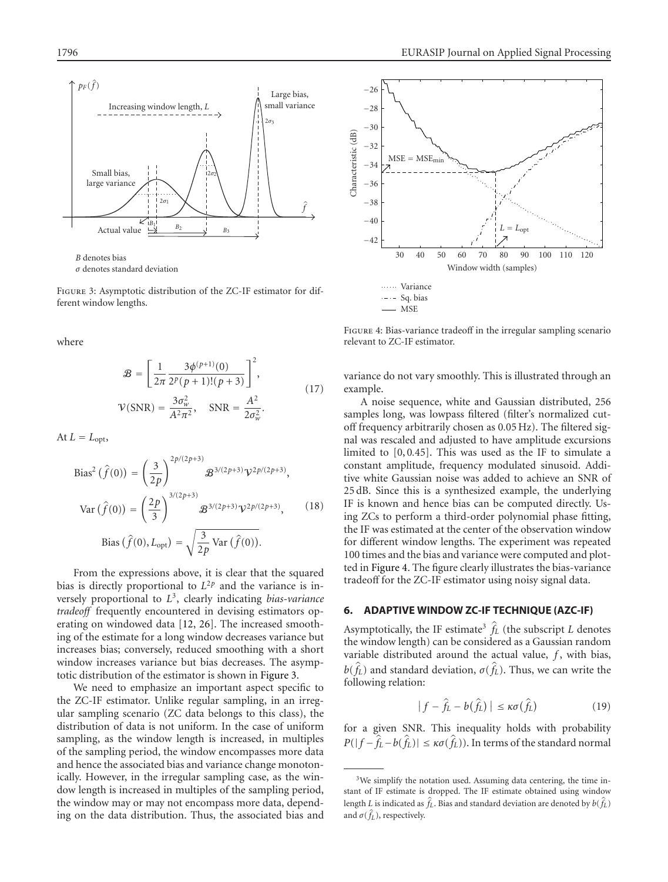$p_F(\hat{f})$

Increasing window length, $L$

Large bias, small variance

$2\sigma_3$

Small bias, large variance

$2\sigma_2$

$2\sigma_1$

$\hat{f}$

Actual value

$B_1$

$B_2$

$B_3$

$B$ denotes bias

$\sigma$ denotes standard deviation

Figure 3: Asymptotic distribution of the ZC-IF estimator for different window lengths.

where

$$\mathcal{B} = \left[ \frac{1}{2\pi} \frac{3\phi^{(p+1)}(0)}{2^p(p+1)!(p+3)} \right]^2, \qquad \mathcal{V}(\text{SNR}) = \frac{3\sigma_w^2}{A^2\pi^2}, \quad \text{SNR} = \frac{A^2}{2\sigma_w^2}. \tag{17}$$

At $L = L_{\text{opt}}$,

$$\begin{aligned} \text{Bias}^2\left(\hat{f}(0)\right) &= \left(\frac{3}{2p}\right)^{2p/(2p+3)} \mathcal{B}^{3/(2p+3)}\mathcal{V}^{2p/(2p+3)}, \\ \text{Var}\left(\hat{f}(0)\right) &= \left(\frac{2p}{3}\right)^{3/(2p+3)} \mathcal{B}^{3/(2p+3)}\mathcal{V}^{2p/(2p+3)}, \\ \text{Bias}\left(\hat{f}(0), L_{\text{opt}}\right) &= \sqrt{\frac{3}{2p}\text{Var}\left(\hat{f}(0)\right)}. \end{aligned} \tag{18}$$

From the expressions above, it is clear that the squared bias is directly proportional to $L^{2p}$ and the variance is inversely proportional to $L^3$, clearly indicating *bias-variance tradeoff* frequently encountered in devising estimators operating on windowed data [12, 26]. The increased smoothing of the estimate for a long window decreases variance but increases bias; conversely, reduced smoothing with a short window increases variance but bias decreases. The asymptotic distribution of the estimator is shown in Figure 3.

We need to emphasize an important aspect specific to the ZC-IF estimator. Unlike regular sampling, in an irregular sampling scenario (ZC data belongs to this class), the distribution of data is not uniform. In the case of uniform sampling, as the window length is increased, in multiples of the sampling period, the window encompasses more data and hence the associated bias and variance change monotonically. However, in the irregular sampling case, as the window length is increased in multiples of the sampling period, the window may or may not encompass more data, depending on the data distribution. Thus, the associated bias and variance do not vary smoothly. This is illustrated through an example.

Characteristic (dB)

−26

−28

−30

−32

−34

−36

−38

−40

−42

MSE = MSE$_{\text{min}}$

$L = L_{\text{opt}}$

30 40 50 60 70 80 90 100 110 120

Window width (samples)

Variance

Sq. bias

MSE

Figure 4: Bias-variance tradeoff in the irregular sampling scenario relevant to ZC-IF estimator.

A noise sequence, white and Gaussian distributed, 256 samples long, was lowpass filtered (filter's normalized cutoff frequency arbitrarily chosen as 0.05 Hz). The filtered signal was rescaled and adjusted to have amplitude excursions limited to $[0, 0.45]$. This was used as the IF to simulate a constant amplitude, frequency modulated sinusoid. Additive white Gaussian noise was added to achieve an SNR of 25 dB. Since this is a synthesized example, the underlying IF is known and hence bias can be computed directly. Using ZCs to perform a third-order polynomial phase fitting, the IF was estimated at the center of the observation window for different window lengths. The experiment was repeated 100 times and the bias and variance were computed and plotted in Figure 4. The figure clearly illustrates the bias-variance tradeoff for the ZC-IF estimator using noisy signal data.

## 6. ADAPTIVE WINDOW ZC-IF TECHNIQUE (AZC-IF)

Asymptotically, the IF estimate[3] $\hat{f}_L$ (the subscript $L$ denotes the window length) can be considered as a Gaussian random variable distributed around the actual value, $f$, with bias, $b(\hat{f}_L)$ and standard deviation, $\sigma(\hat{f}_L)$. Thus, we can write the following relation:

$$\left| f - \hat{f}_L - b(\hat{f}_L) \right| \le \kappa\sigma(\hat{f}_L) \tag{19}$$

for a given SNR. This inequality holds with probability $P(|f - \hat{f}_L - b(\hat{f}_L)| \le \kappa\sigma(\hat{f}_L))$. In terms of the standard normal

[3] We simplify the notation used. Assuming data centering, the time instant of IF estimate is dropped. The IF estimate obtained using window length $L$ is indicated as $\hat{f}_L$. Bias and standard deviation are denoted by $b(\hat{f}_L)$ and $\sigma(\hat{f}_L)$, respectively.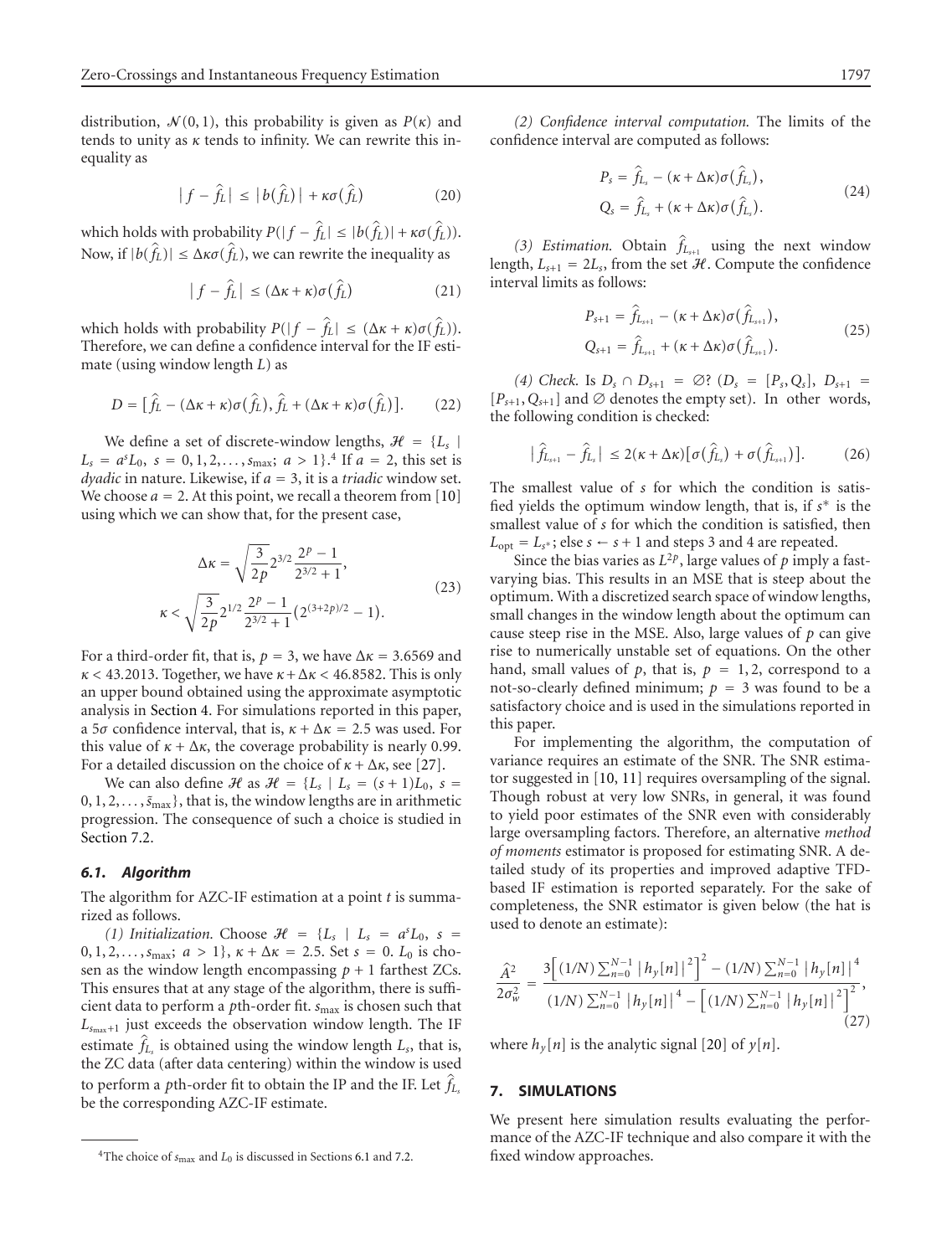distribution, $\mathcal{N}(0,1)$, this probability is given as $P(\kappa)$ and tends to unity as $\kappa$ tends to infinity. We can rewrite this inequality as

$$|f - \hat{f}_L| \leq |b(\hat{f}_L)| + \kappa\sigma(\hat{f}_L) \tag{20}$$

which holds with probability $P(|f - \hat{f}_L| \leq |b(\hat{f}_L)| + \kappa\sigma(\hat{f}_L))$. Now, if $|b(\hat{f}_L)| \leq \Delta\kappa\sigma(\hat{f}_L)$, we can rewrite the inequality as

$$|f - \hat{f}_L| \leq (\Delta\kappa + \kappa)\sigma(\hat{f}_L) \tag{21}$$

which holds with probability $P(|f - \hat{f}_L| \leq (\Delta\kappa + \kappa)\sigma(\hat{f}_L))$. Therefore, we can define a confidence interval for the IF estimate (using window length $L$) as

$$D = [\hat{f}_L - (\Delta\kappa + \kappa)\sigma(\hat{f}_L), \hat{f}_L + (\Delta\kappa + \kappa)\sigma(\hat{f}_L)]. \tag{22}$$

We define a set of discrete-window lengths, $\mathcal{H} = \{L_s \mid L_s = a^s L_0,\ s = 0, 1, 2, \ldots, s_{\max};\ a > 1\}$.[4] If $a = 2$, this set is *dyadic* in nature. Likewise, if $a = 3$, it is a *triadic* window set. We choose $a = 2$. At this point, we recall a theorem from [10] using which we can show that, for the present case,

$$\begin{aligned} \Delta\kappa &= \sqrt{\frac{3}{2p}}2^{3/2}\frac{2^p - 1}{2^{3/2} + 1}, \\ \kappa &< \sqrt{\frac{3}{2p}}2^{1/2}\frac{2^p - 1}{2^{3/2} + 1}\left(2^{(3+2p)/2} - 1\right). \end{aligned} \tag{23}$$

For a third-order fit, that is, $p = 3$, we have $\Delta\kappa = 3.6569$ and $\kappa < 43.2013$. Together, we have $\kappa + \Delta\kappa < 46.8582$. This is only an upper bound obtained using the approximate asymptotic analysis in Section 4. For simulations reported in this paper, a $5\sigma$ confidence interval, that is, $\kappa + \Delta\kappa = 2.5$ was used. For this value of $\kappa + \Delta\kappa$, the coverage probability is nearly 0.99. For a detailed discussion on the choice of $\kappa + \Delta\kappa$, see [27].

We can also define $\mathcal{H}$ as $\mathcal{H} = \{L_s \mid L_s = (s+1)L_0,\ s = 0, 1, 2, \ldots, \bar{s}_{\max}\}$, that is, the window lengths are in arithmetic progression. The consequence of such a choice is studied in Section 7.2.

### 6.1. Algorithm

The algorithm for AZC-IF estimation at a point $t$ is summarized as follows.

*(1) Initialization.* Choose $\mathcal{H} = \{L_s \mid L_s = a^s L_0,\ s = 0, 1, 2, \ldots, s_{\max};\ a > 1\}$, $\kappa + \Delta\kappa = 2.5$. Set $s = 0$. $L_0$ is chosen as the window length encompassing $p + 1$ farthest ZCs. This ensures that at any stage of the algorithm, there is sufficient data to perform a $p$th-order fit. $s_{\max}$ is chosen such that $L_{s_{\max}+1}$ just exceeds the observation window length. The IF estimate $\hat{f}_{L_s}$ is obtained using the window length $L_s$, that is, the ZC data (after data centering) within the window is used to perform a $p$th-order fit to obtain the IP and the IF. Let $\hat{f}_{L_s}$ be the corresponding AZC-IF estimate.

*(2) Confidence interval computation.* The limits of the confidence interval are computed as follows:

$$\begin{aligned} P_s &= \hat{f}_{L_s} - (\kappa + \Delta\kappa)\sigma(\hat{f}_{L_s}), \\ Q_s &= \hat{f}_{L_s} + (\kappa + \Delta\kappa)\sigma(\hat{f}_{L_s}). \end{aligned} \tag{24}$$

*(3) Estimation.* Obtain $\hat{f}_{L_{s+1}}$ using the next window length, $L_{s+1} = 2L_s$, from the set $\mathcal{H}$. Compute the confidence interval limits as follows:

$$\begin{aligned} P_{s+1} &= \hat{f}_{L_{s+1}} - (\kappa + \Delta\kappa)\sigma(\hat{f}_{L_{s+1}}), \\ Q_{s+1} &= \hat{f}_{L_{s+1}} + (\kappa + \Delta\kappa)\sigma(\hat{f}_{L_{s+1}}). \end{aligned} \tag{25}$$

*(4) Check.* Is $D_s \cap D_{s+1} = \varnothing$? ($D_s = [P_s, Q_s]$, $D_{s+1} = [P_{s+1}, Q_{s+1}]$ and $\varnothing$ denotes the empty set). In other words, the following condition is checked:

$$|\hat{f}_{L_{s+1}} - \hat{f}_{L_s}| \leq 2(\kappa + \Delta\kappa)[\sigma(\hat{f}_{L_s}) + \sigma(\hat{f}_{L_{s+1}})]. \tag{26}$$

The smallest value of $s$ for which the condition is satisfied yields the optimum window length, that is, if $s^*$ is the smallest value of $s$ for which the condition is satisfied, then $L_{\text{opt}} = L_{s^*}$; else $s \leftarrow s + 1$ and steps 3 and 4 are repeated.

Since the bias varies as $L^{2p}$, large values of $p$ imply a fast-varying bias. This results in an MSE that is steep about the optimum. With a discretized search space of window lengths, small changes in the window length about the optimum can cause steep rise in the MSE. Also, large values of $p$ can give rise to numerically unstable set of equations. On the other hand, small values of $p$, that is, $p = 1, 2$, correspond to a not-so-clearly defined minimum; $p = 3$ was found to be a satisfactory choice and is used in the simulations reported in this paper.

For implementing the algorithm, the computation of variance requires an estimate of the SNR. The SNR estimator suggested in [10, 11] requires oversampling of the signal. Though robust at very low SNRs, in general, it was found to yield poor estimates of the SNR even with considerably large oversampling factors. Therefore, an alternative *method of moments* estimator is proposed for estimating SNR. A detailed study of its properties and improved adaptive TFD-based IF estimation is reported separately. For the sake of completeness, the SNR estimator is given below (the hat is used to denote an estimate):

$$\frac{\hat{A}^2}{2\sigma_w^2} = \frac{3\left[(1/N)\sum_{n=0}^{N-1}|h_y[n]|^2\right]^2 - (1/N)\sum_{n=0}^{N-1}|h_y[n]|^4}{(1/N)\sum_{n=0}^{N-1}|h_y[n]|^4 - \left[(1/N)\sum_{n=0}^{N-1}|h_y[n]|^2\right]^2}, \tag{27}$$

where $h_y[n]$ is the analytic signal [20] of $y[n]$.

## 7. SIMULATIONS

We present here simulation results evaluating the performance of the AZC-IF technique and also compare it with the fixed window approaches.

---

[4] The choice of $s_{\max}$ and $L_0$ is discussed in Sections 6.1 and 7.2.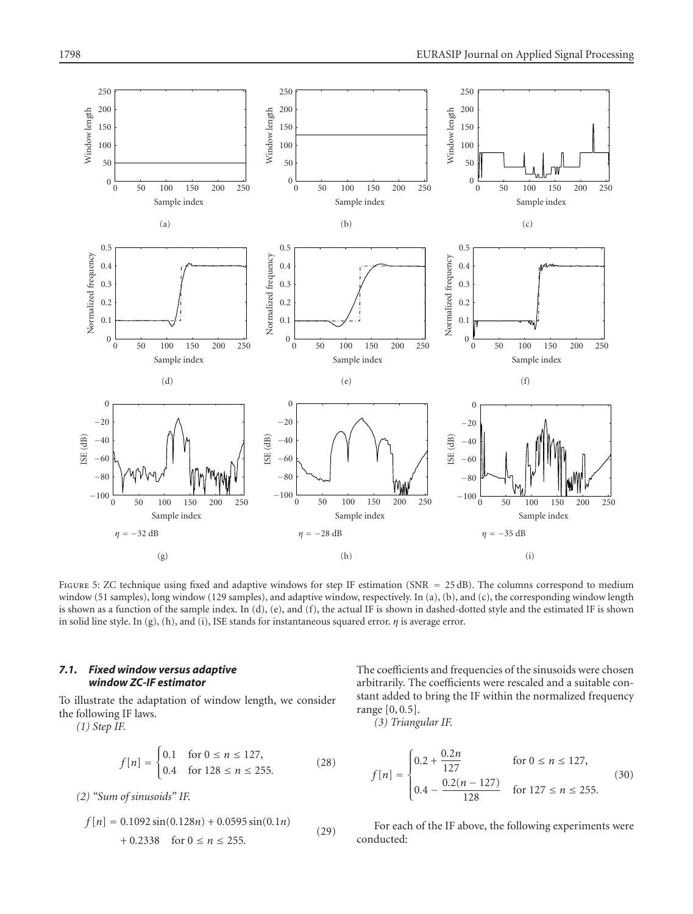Window length
Sample index

(a)

Window length
Sample index

(b)

Window length
Sample index

(c)

Normalized frequency
Sample index

(d)

Normalized frequency
Sample index

(e)

Normalized frequency
Sample index

(f)

ISE (dB)
Sample index
$\eta = -32$ dB

(g)

ISE (dB)
Sample index
$\eta = -28$ dB

(h)

ISE (dB)
Sample index
$\eta = -35$ dB

(i)

Figure 5: ZC technique using fixed and adaptive windows for step IF estimation (SNR = 25 dB). The columns correspond to medium window (51 samples), long window (129 samples), and adaptive window, respectively. In (a), (b), and (c), the corresponding window length is shown as a function of the sample index. In (d), (e), and (f), the actual IF is shown in dashed-dotted style and the estimated IF is shown in solid line style. In (g), (h), and (i), ISE stands for instantaneous squared error. $\eta$ is average error.

### *7.1. Fixed window versus adaptive window ZC-IF estimator*

To illustrate the adaptation of window length, we consider the following IF laws.

*(1) Step IF.*

$$f[n] = \begin{cases} 0.1 & \text{for } 0 \leq n \leq 127, \\ 0.4 & \text{for } 128 \leq n \leq 255. \end{cases} \tag{28}$$

*(2) "Sum of sinusoids" IF.*

$$f[n] = 0.1092\sin(0.128n) + 0.0595\sin(0.1n) + 0.2338 \quad \text{for } 0 \leq n \leq 255. \tag{29}$$

The coefficients and frequencies of the sinusoids were chosen arbitrarily. The coefficients were rescaled and a suitable constant added to bring the IF within the normalized frequency range [0, 0.5].

*(3) Triangular IF.*

$$f[n] = \begin{cases} 0.2 + \dfrac{0.2n}{127} & \text{for } 0 \leq n \leq 127, \\ 0.4 - \dfrac{0.2(n-127)}{128} & \text{for } 127 \leq n \leq 255. \end{cases} \tag{30}$$

For each of the IF above, the following experiments were conducted: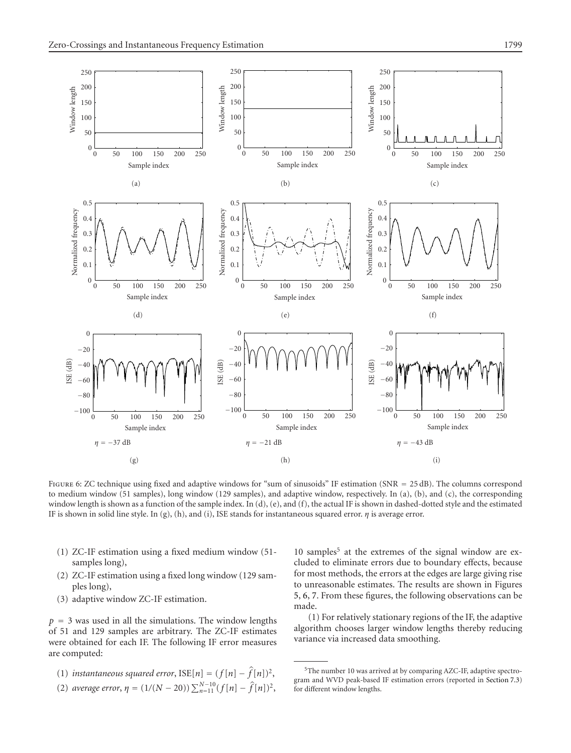(a)

Window length

Sample index

(b)

Window length

Sample index

(c)

Window length

Sample index

(d)

Normalized frequency

Sample index

(e)

Normalized frequency

Sample index

(f)

Normalized frequency

Sample index

(g)

ISE (dB)

Sample index

$\eta = -37$ dB

(h)

ISE (dB)

Sample index

$\eta = -21$ dB

(i)

ISE (dB)

Sample index

$\eta = -43$ dB

Figure 6: ZC technique using fixed and adaptive windows for "sum of sinusoids" IF estimation (SNR = 25 dB). The columns correspond to medium window (51 samples), long window (129 samples), and adaptive window, respectively. In (a), (b), and (c), the corresponding window length is shown as a function of the sample index. In (d), (e), and (f), the actual IF is shown in dashed-dotted style and the estimated IF is shown in solid line style. In (g), (h), and (i), ISE stands for instantaneous squared error. $\eta$ is average error.

(1) ZC-IF estimation using a fixed medium window (51-samples long),

(2) ZC-IF estimation using a fixed long window (129 samples long),

(3) adaptive window ZC-IF estimation.

$p = 3$ was used in all the simulations. The window lengths of 51 and 129 samples are arbitrary. The ZC-IF estimates were obtained for each IF. The following IF error measures are computed:

(1) *instantaneous squared error*, $\mathrm{ISE}[n] = (f[n] - \hat{f}[n])^2$,

(2) *average error*, $\eta = (1/(N-20))\sum_{n=11}^{N-10}(f[n] - \hat{f}[n])^2$,

10 samples[5] at the extremes of the signal window are excluded to eliminate errors due to boundary effects, because for most methods, the errors at the edges are large giving rise to unreasonable estimates. The results are shown in Figures 5, 6, 7. From these figures, the following observations can be made.

(1) For relatively stationary regions of the IF, the adaptive algorithm chooses larger window lengths thereby reducing variance via increased data smoothing.

[5] The number 10 was arrived at by comparing AZC-IF, adaptive spectrogram and WVD peak-based IF estimation errors (reported in Section 7.3) for different window lengths.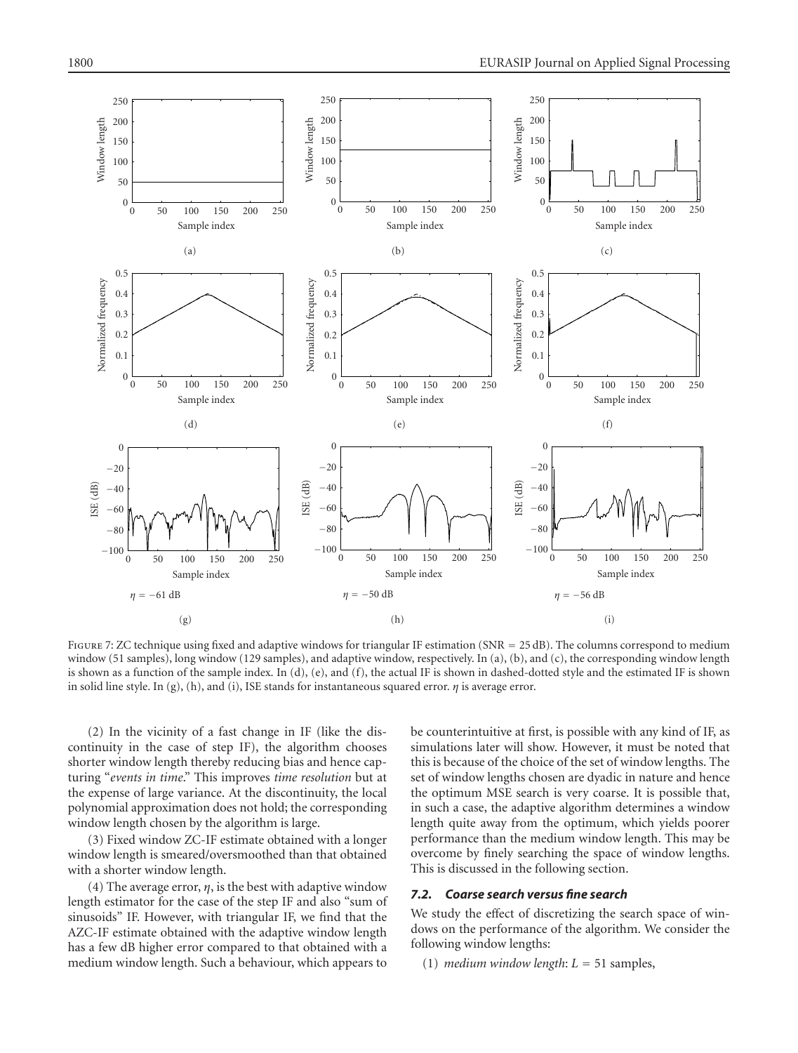Figure 7: ZC technique using fixed and adaptive windows for triangular IF estimation (SNR = 25 dB). The columns correspond to medium window (51 samples), long window (129 samples), and adaptive window, respectively. In (a), (b), and (c), the corresponding window length is shown as a function of the sample index. In (d), (e), and (f), the actual IF is shown in dashed-dotted style and the estimated IF is shown in solid line style. In (g), (h), and (i), ISE stands for instantaneous squared error. $\eta$ is average error.

(2) In the vicinity of a fast change in IF (like the discontinuity in the case of step IF), the algorithm chooses shorter window length thereby reducing bias and hence capturing "*events in time*." This improves *time resolution* but at the expense of large variance. At the discontinuity, the local polynomial approximation does not hold; the corresponding window length chosen by the algorithm is large.

(3) Fixed window ZC-IF estimate obtained with a longer window length is smeared/oversmoothed than that obtained with a shorter window length.

(4) The average error, $\eta$, is the best with adaptive window length estimator for the case of the step IF and also "sum of sinusoids" IF. However, with triangular IF, we find that the AZC-IF estimate obtained with the adaptive window length has a few dB higher error compared to that obtained with a medium window length. Such a behaviour, which appears to be counterintuitive at first, is possible with any kind of IF, as simulations later will show. However, it must be noted that this is because of the choice of the set of window lengths. The set of window lengths chosen are dyadic in nature and hence the optimum MSE search is very coarse. It is possible that, in such a case, the adaptive algorithm determines a window length quite away from the optimum, which yields poorer performance than the medium window length. This may be overcome by finely searching the space of window lengths. This is discussed in the following section.

### 7.2. Coarse search versus fine search

We study the effect of discretizing the search space of windows on the performance of the algorithm. We consider the following window lengths:

(1) *medium window length*: $L = 51$ samples,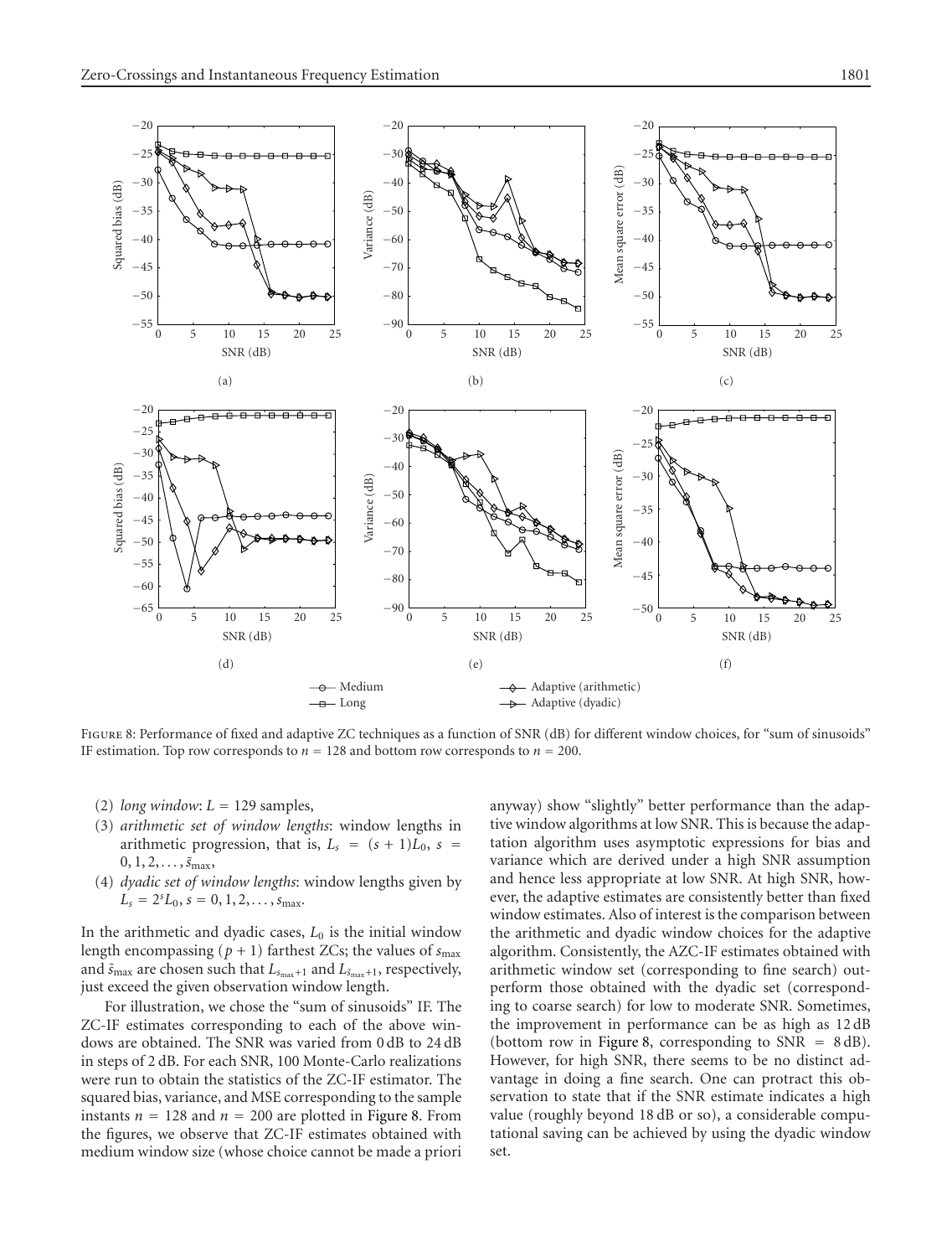Squared bias (dB)
−20
−25
−30
−35
−40
−45
−50
−55
0 5 10 15 20 25
SNR (dB)
(a)

Variance (dB)
−20
−30
−40
−50
−60
−70
−80
−90
0 5 10 15 20 25
SNR (dB)
(b)

Mean square error (dB)
−20
−25
−30
−35
−40
−45
−50
−55
0 5 10 15 20 25
SNR (dB)
(c)

Squared bias (dB)
−20
−25
−30
−35
−40
−45
−50
−55
−60
−65
0 5 10 15 20 25
SNR (dB)
(d)

Variance (dB)
−20
−30
−40
−50
−60
−70
−80
−90
0 5 10 15 20 25
SNR (dB)
(e)

Mean square error (dB)
−20
−25
−30
−35
−40
−45
−50
0 5 10 15 20 25
SNR (dB)
(f)

Medium
Long
Adaptive (arithmetic)
Adaptive (dyadic)

Figure 8: Performance of fixed and adaptive ZC techniques as a function of SNR (dB) for different window choices, for "sum of sinusoids" IF estimation. Top row corresponds to $n = 128$ and bottom row corresponds to $n = 200$.

(2) *long window*: $L = 129$ samples,

(3) *arithmetic set of window lengths*: window lengths in arithmetic progression, that is, $L_s = (s+1)L_0$, $s = 0, 1, 2, \ldots, \bar{s}_{\max}$,

(4) *dyadic set of window lengths*: window lengths given by $L_s = 2^s L_0$, $s = 0, 1, 2, \ldots, s_{\max}$.

In the arithmetic and dyadic cases, $L_0$ is the initial window length encompassing $(p+1)$ farthest ZCs; the values of $s_{\max}$ and $\bar{s}_{\max}$ are chosen such that $L_{s_{\max}+1}$ and $L_{\bar{s}_{\max}+1}$, respectively, just exceed the given observation window length.

For illustration, we chose the "sum of sinusoids" IF. The ZC-IF estimates corresponding to each of the above windows are obtained. The SNR was varied from 0 dB to 24 dB in steps of 2 dB. For each SNR, 100 Monte-Carlo realizations were run to obtain the statistics of the ZC-IF estimator. The squared bias, variance, and MSE corresponding to the sample instants $n = 128$ and $n = 200$ are plotted in Figure 8. From the figures, we observe that ZC-IF estimates obtained with medium window size (whose choice cannot be made a priori anyway) show "slightly" better performance than the adaptive window algorithms at low SNR. This is because the adaptation algorithm uses asymptotic expressions for bias and variance which are derived under a high SNR assumption and hence less appropriate at low SNR. At high SNR, however, the adaptive estimates are consistently better than fixed window estimates. Also of interest is the comparison between the arithmetic and dyadic window choices for the adaptive algorithm. Consistently, the AZC-IF estimates obtained with arithmetic window set (corresponding to fine search) outperform those obtained with the dyadic set (corresponding to coarse search) for low to moderate SNR. Sometimes, the improvement in performance can be as high as 12 dB (bottom row in Figure 8, corresponding to SNR = 8 dB). However, for high SNR, there seems to be no distinct advantage in doing a fine search. One can protract this observation to state that if the SNR estimate indicates a high value (roughly beyond 18 dB or so), a considerable computational saving can be achieved by using the dyadic window set.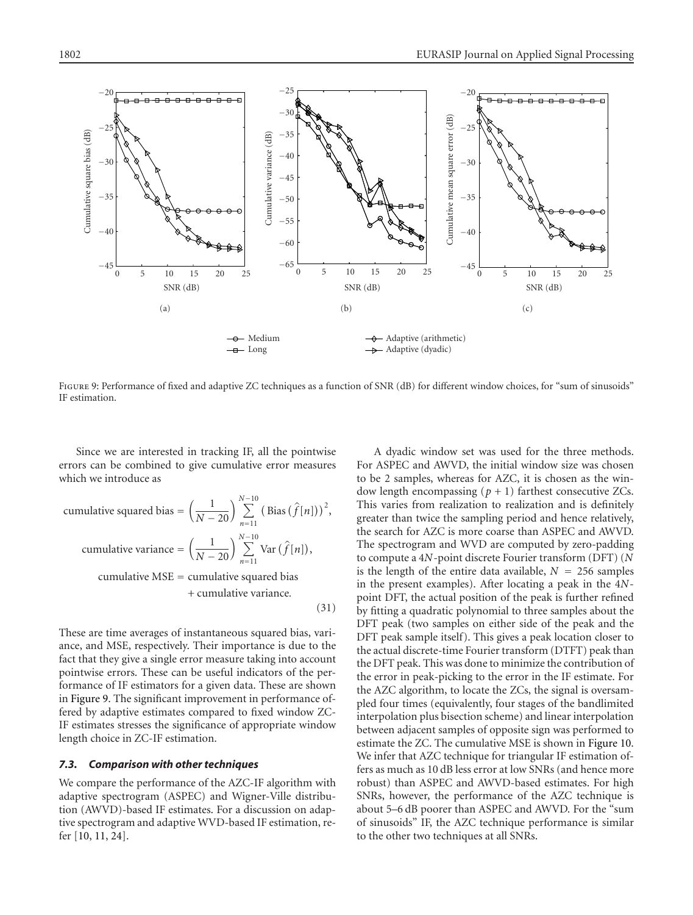−20
−25
−30
−35
−40
−45
Cumulative square bias (dB)
0 5 10 15 20 25
SNR (dB)
(a)

−25
−30
−35
−40
−45
−50
−55
−60
−65
Cumulative variance (dB)
0 5 10 15 20 25
SNR (dB)
(b)

−20
−25
−30
−35
−40
−45
Cumulative mean square error (dB)
0 5 10 15 20 25
SNR (dB)
(c)

Medium
Long
Adaptive (arithmetic)
Adaptive (dyadic)

Figure 9: Performance of fixed and adaptive ZC techniques as a function of SNR (dB) for different window choices, for "sum of sinusoids" IF estimation.

Since we are interested in tracking IF, all the pointwise errors can be combined to give cumulative error measures which we introduce as

$$\text{cumulative squared bias} = \left(\frac{1}{N-20}\right)\sum_{n=11}^{N-10}\left(\text{Bias}\left(\hat{f}[n]\right)\right)^2,$$
$$\text{cumulative variance} = \left(\frac{1}{N-20}\right)\sum_{n=11}^{N-10}\text{Var}\left(\hat{f}[n]\right),$$
$$\text{cumulative MSE} = \text{cumulative squared bias} + \text{cumulative variance}. \tag{31}$$

These are time averages of instantaneous squared bias, variance, and MSE, respectively. Their importance is due to the fact that they give a single error measure taking into account pointwise errors. These can be useful indicators of the performance of IF estimators for a given data. These are shown in Figure 9. The significant improvement in performance offered by adaptive estimates compared to fixed window ZC-IF estimates stresses the significance of appropriate window length choice in ZC-IF estimation.

### *7.3. Comparison with other techniques*

We compare the performance of the AZC-IF algorithm with adaptive spectrogram (ASPEC) and Wigner-Ville distribution (AWVD)-based IF estimates. For a discussion on adaptive spectrogram and adaptive WVD-based IF estimation, refer [10, 11, 24].

A dyadic window set was used for the three methods. For ASPEC and AWVD, the initial window size was chosen to be 2 samples, whereas for AZC, it is chosen as the window length encompassing $(p+1)$ farthest consecutive ZCs. This varies from realization to realization and is definitely greater than twice the sampling period and hence relatively, the search for AZC is more coarse than ASPEC and AWVD. The spectrogram and WVD are computed by zero-padding to compute a $4N$-point discrete Fourier transform (DFT) ($N$ is the length of the entire data available, $N = 256$ samples in the present examples). After locating a peak in the $4N$-point DFT, the actual position of the peak is further refined by fitting a quadratic polynomial to three samples about the DFT peak (two samples on either side of the peak and the DFT peak sample itself). This gives a peak location closer to the actual discrete-time Fourier transform (DTFT) peak than the DFT peak. This was done to minimize the contribution of the error in peak-picking to the error in the IF estimate. For the AZC algorithm, to locate the ZCs, the signal is oversampled four times (equivalently, four stages of the bandlimited interpolation plus bisection scheme) and linear interpolation between adjacent samples of opposite sign was performed to estimate the ZC. The cumulative MSE is shown in Figure 10. We infer that AZC technique for triangular IF estimation offers as much as 10 dB less error at low SNRs (and hence more robust) than ASPEC and AWVD-based estimates. For high SNRs, however, the performance of the AZC technique is about 5–6 dB poorer than ASPEC and AWVD. For the "sum of sinusoids" IF, the AZC technique performance is similar to the other two techniques at all SNRs.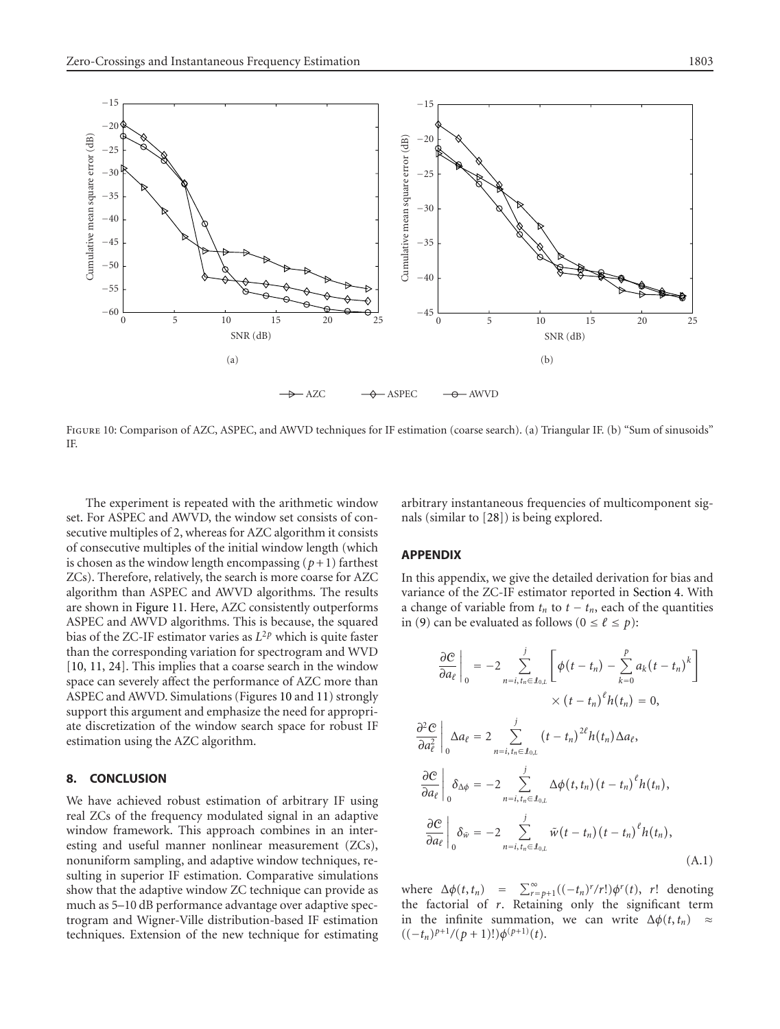−15
−20
−25
−30
−35
−40
−45
−50
−55
−60
Cumulative mean square error (dB)
0 5 10 15 20 25
SNR (dB)
(a)

−15
−20
−25
−30
−35
−40
−45
Cumulative mean square error (dB)
0 5 10 15 20 25
SNR (dB)
(b)

AZC ASPEC AWVD

Figure 10: Comparison of AZC, ASPEC, and AWVD techniques for IF estimation (coarse search). (a) Triangular IF. (b) "Sum of sinusoids" IF.

The experiment is repeated with the arithmetic window set. For ASPEC and AWVD, the window set consists of consecutive multiples of 2, whereas for AZC algorithm it consists of consecutive multiples of the initial window length (which is chosen as the window length encompassing $(p+1)$ farthest ZCs). Therefore, relatively, the search is more coarse for AZC algorithm than ASPEC and AWVD algorithms. The results are shown in Figure 11. Here, AZC consistently outperforms ASPEC and AWVD algorithms. This is because, the squared bias of the ZC-IF estimator varies as $L^{2p}$ which is quite faster than the corresponding variation for spectrogram and WVD [10, 11, 24]. This implies that a coarse search in the window space can severely affect the performance of AZC more than ASPEC and AWVD. Simulations (Figures 10 and 11) strongly support this argument and emphasize the need for appropriate discretization of the window search space for robust IF estimation using the AZC algorithm.

## 8. CONCLUSION

We have achieved robust estimation of arbitrary IF using real ZCs of the frequency modulated signal in an adaptive window framework. This approach combines in an interesting and useful manner nonlinear measurement (ZCs), nonuniform sampling, and adaptive window techniques, resulting in superior IF estimation. Comparative simulations show that the adaptive window ZC technique can provide as much as 5–10 dB performance advantage over adaptive spectrogram and Wigner-Ville distribution-based IF estimation techniques. Extension of the new technique for estimating arbitrary instantaneous frequencies of multicomponent signals (similar to [28]) is being explored.

## APPENDIX

In this appendix, we give the detailed derivation for bias and variance of the ZC-IF estimator reported in Section 4. With a change of variable from $t_n$ to $t - t_n$, each of the quantities in (9) can be evaluated as follows ($0 \le \ell \le p$):

$$
\begin{aligned}
\left.\frac{\partial \mathcal{C}}{\partial a_\ell}\right|_0 &= -2 \sum_{n=i,\, t_n \in \mathcal{I}_{0,L}}^{j} \left[ \phi(t-t_n) - \sum_{k=0}^{p} a_k (t-t_n)^k \right] \times (t-t_n)^\ell h(t_n) = 0, \\
\left.\frac{\partial^2 \mathcal{C}}{\partial a_\ell^2}\right|_0 \Delta a_\ell &= 2 \sum_{n=i,\, t_n \in \mathcal{I}_{0,L}}^{j} (t-t_n)^{2\ell} h(t_n) \Delta a_\ell, \\
\left.\frac{\partial \mathcal{C}}{\partial a_\ell}\right|_0 \delta_{\Delta\phi} &= -2 \sum_{n=i,\, t_n \in \mathcal{I}_{0,L}}^{j} \Delta\phi(t,t_n) (t-t_n)^\ell h(t_n), \\
\left.\frac{\partial \mathcal{C}}{\partial a_\ell}\right|_0 \delta_{\bar{w}} &= -2 \sum_{n=i,\, t_n \in \mathcal{I}_{0,L}}^{j} \bar{w}(t-t_n)(t-t_n)^\ell h(t_n),
\end{aligned}
\tag{A.1}
$$

where $\Delta\phi(t,t_n) = \sum_{r=p+1}^{\infty}((-t_n)^r/r!)\phi^r(t)$, $r!$ denoting the factorial of $r$. Retaining only the significant term in the infinite summation, we can write $\Delta\phi(t,t_n) \approx ((-t_n)^{p+1}/(p+1)!)\phi^{(p+1)}(t)$.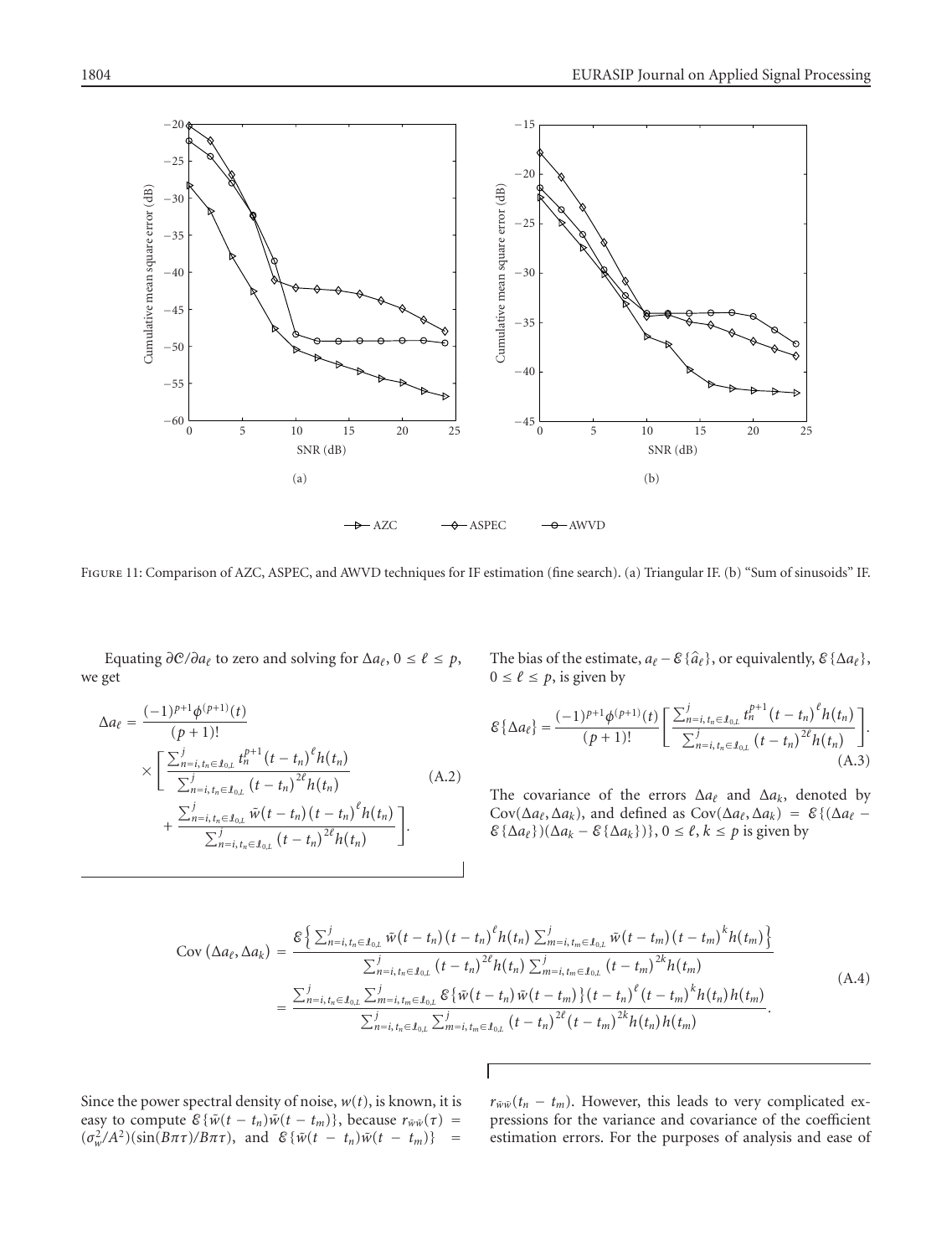−20
−25
−30
−35
−40
−45
−50
−55
−60
Cumulative mean square error (dB)
0 5 10 15 20 25
SNR (dB)
(a)

−15
−20
−25
−30
−35
−40
−45
Cumulative mean square error (dB)
0 5 10 15 20 25
SNR (dB)
(b)

AZC ASPEC AWVD

Figure 11: Comparison of AZC, ASPEC, and AWVD techniques for IF estimation (fine search). (a) Triangular IF. (b) "Sum of sinusoids" IF.

Equating $\partial \mathcal{C}/\partial a_\ell$ to zero and solving for $\Delta a_\ell$, $0 \le \ell \le p$, we get

$$\Delta a_\ell = \frac{(-1)^{p+1}\phi^{(p+1)}(t)}{(p+1)!} \times \left[ \frac{\sum_{n=i,\, t_n \in \mathcal{I}_{0,L}}^{j} t_n^{p+1} (t-t_n)^\ell h(t_n)}{\sum_{n=i,\, t_n \in \mathcal{I}_{0,L}}^{j} (t-t_n)^{2\ell} h(t_n)} + \frac{\sum_{n=i,\, t_n \in \mathcal{I}_{0,L}}^{j} \bar{w}(t-t_n)(t-t_n)^\ell h(t_n)}{\sum_{n=i,\, t_n \in \mathcal{I}_{0,L}}^{j} (t-t_n)^{2\ell} h(t_n)} \right]. \tag{A.2}$$

The bias of the estimate, $a_\ell - \mathcal{E}\{\hat{a}_\ell\}$, or equivalently, $\mathcal{E}\{\Delta a_\ell\}$, $0 \le \ell \le p$, is given by

$$\mathcal{E}\{\Delta a_\ell\} = \frac{(-1)^{p+1}\phi^{(p+1)}(t)}{(p+1)!} \left[ \frac{\sum_{n=i,\, t_n \in \mathcal{I}_{0,L}}^{j} t_n^{p+1} (t-t_n)^\ell h(t_n)}{\sum_{n=i,\, t_n \in \mathcal{I}_{0,L}}^{j} (t-t_n)^{2\ell} h(t_n)} \right]. \tag{A.3}$$

The covariance of the errors $\Delta a_\ell$ and $\Delta a_k$, denoted by $\mathrm{Cov}(\Delta a_\ell, \Delta a_k)$, and defined as $\mathrm{Cov}(\Delta a_\ell, \Delta a_k) = \mathcal{E}\{(\Delta a_\ell - \mathcal{E}\{\Delta a_\ell\})(\Delta a_k - \mathcal{E}\{\Delta a_k\})\}$, $0 \le \ell, k \le p$ is given by

$$\begin{aligned} \mathrm{Cov}(\Delta a_\ell, \Delta a_k) &= \frac{\mathcal{E}\left\{ \sum_{n=i,\, t_n \in \mathcal{I}_{0,L}}^{j} \bar{w}(t-t_n)(t-t_n)^\ell h(t_n) \sum_{m=i,\, t_m \in \mathcal{I}_{0,L}}^{j} \bar{w}(t-t_m)(t-t_m)^k h(t_m) \right\}}{\sum_{n=i,\, t_n \in \mathcal{I}_{0,L}}^{j} (t-t_n)^{2\ell} h(t_n) \sum_{m=i,\, t_m \in \mathcal{I}_{0,L}}^{j} (t-t_m)^{2k} h(t_m)} \\ &= \frac{\sum_{n=i,\, t_n \in \mathcal{I}_{0,L}}^{j} \sum_{m=i,\, t_m \in \mathcal{I}_{0,L}}^{j} \mathcal{E}\{\bar{w}(t-t_n)\bar{w}(t-t_m)\}(t-t_n)^\ell (t-t_m)^k h(t_n) h(t_m)}{\sum_{n=i,\, t_n \in \mathcal{I}_{0,L}}^{j} \sum_{m=i,\, t_m \in \mathcal{I}_{0,L}}^{j} (t-t_n)^{2\ell}(t-t_m)^{2k} h(t_n) h(t_m)}. \end{aligned} \tag{A.4}$$

Since the power spectral density of noise, $w(t)$, is known, it is easy to compute $\mathcal{E}\{\bar{w}(t-t_n)\bar{w}(t-t_m)\}$, because $r_{\bar{w}\bar{w}}(\tau) = (\sigma_w^2/A^2)(\sin(B\pi\tau)/B\pi\tau)$, and $\mathcal{E}\{\bar{w}(t-t_n)\bar{w}(t-t_m)\} = r_{\bar{w}\bar{w}}(t_n - t_m)$. However, this leads to very complicated expressions for the variance and covariance of the coefficient estimation errors. For the purposes of analysis and ease of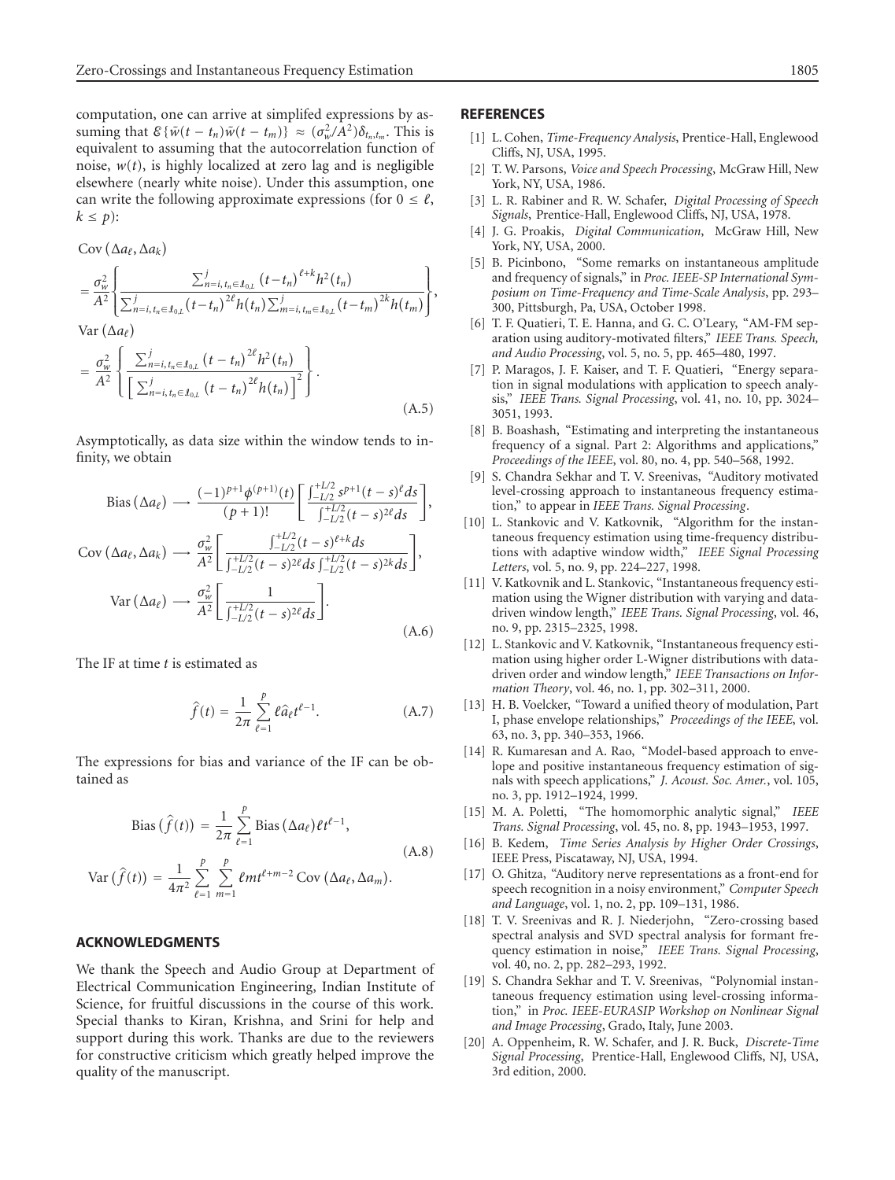computation, one can arrive at simplifed expressions by assuming that $\mathcal{E}\{\bar{w}(t-t_n)\bar{w}(t-t_m)\} \approx (\sigma_w^2/A^2)\delta_{t_n,t_m}$. This is equivalent to assuming that the autocorrelation function of noise, $w(t)$, is highly localized at zero lag and is negligible elsewhere (nearly white noise). Under this assumption, one can write the following approximate expressions (for $0 \leq \ell, k \leq p$):

$$
\begin{aligned}
&\operatorname{Cov}(\Delta a_\ell, \Delta a_k) \\
&= \frac{\sigma_w^2}{A^2}\left\{\frac{\sum_{n=i,\, t_n\in \mathcal{I}_{0,L}}^{j}(t-t_n)^{\ell+k}h^2(t_n)}{\sum_{n=i,\, t_n\in \mathcal{I}_{0,L}}^{j}(t-t_n)^{2\ell}h(t_n)\sum_{m=i,\, t_m\in \mathcal{I}_{0,L}}^{j}(t-t_m)^{2k}h(t_m)}\right\}, \\
&\operatorname{Var}(\Delta a_\ell) \\
&= \frac{\sigma_w^2}{A^2}\left\{\frac{\sum_{n=i,\, t_n\in \mathcal{I}_{0,L}}^{j}(t-t_n)^{2\ell}h^2(t_n)}{\left[\sum_{n=i,\, t_n\in \mathcal{I}_{0,L}}^{j}(t-t_n)^{2\ell}h(t_n)\right]^2}\right\}.
\end{aligned}
\tag{A.5}
$$

Asymptotically, as data size within the window tends to infinity, we obtain

$$
\begin{aligned}
\operatorname{Bias}(\Delta a_\ell) &\longrightarrow \frac{(-1)^{p+1}\phi^{(p+1)}(t)}{(p+1)!}\left[\frac{\int_{-L/2}^{+L/2}s^{p+1}(t-s)^{\ell}ds}{\int_{-L/2}^{+L/2}(t-s)^{2\ell}ds}\right], \\
\operatorname{Cov}(\Delta a_\ell, \Delta a_k) &\longrightarrow \frac{\sigma_w^2}{A^2}\left[\frac{\int_{-L/2}^{+L/2}(t-s)^{\ell+k}ds}{\int_{-L/2}^{+L/2}(t-s)^{2\ell}ds\int_{-L/2}^{+L/2}(t-s)^{2k}ds}\right], \\
\operatorname{Var}(\Delta a_\ell) &\longrightarrow \frac{\sigma_w^2}{A^2}\left[\frac{1}{\int_{-L/2}^{+L/2}(t-s)^{2\ell}ds}\right].
\end{aligned}
\tag{A.6}
$$

The IF at time $t$ is estimated as

$$
\hat{f}(t) = \frac{1}{2\pi}\sum_{\ell=1}^{p}\ell\hat{a}_\ell t^{\ell-1}. \tag{A.7}
$$

The expressions for bias and variance of the IF can be obtained as

$$
\begin{aligned}
\operatorname{Bias}(\hat{f}(t)) &= \frac{1}{2\pi}\sum_{\ell=1}^{p}\operatorname{Bias}(\Delta a_\ell)\ell t^{\ell-1}, \\
\operatorname{Var}(\hat{f}(t)) &= \frac{1}{4\pi^2}\sum_{\ell=1}^{p}\sum_{m=1}^{p}\ell m t^{\ell+m-2}\operatorname{Cov}(\Delta a_\ell, \Delta a_m).
\end{aligned}
\tag{A.8}
$$

## ACKNOWLEDGMENTS

We thank the Speech and Audio Group at Department of Electrical Communication Engineering, Indian Institute of Science, for fruitful discussions in the course of this work. Special thanks to Kiran, Krishna, and Srini for help and support during this work. Thanks are due to the reviewers for constructive criticism which greatly helped improve the quality of the manuscript.

## REFERENCES

[1] L. Cohen, *Time-Frequency Analysis*, Prentice-Hall, Englewood Cliffs, NJ, USA, 1995.

[2] T. W. Parsons, *Voice and Speech Processing*, McGraw Hill, New York, NY, USA, 1986.

[3] L. R. Rabiner and R. W. Schafer, *Digital Processing of Speech Signals*, Prentice-Hall, Englewood Cliffs, NJ, USA, 1978.

[4] J. G. Proakis, *Digital Communication*, McGraw Hill, New York, NY, USA, 2000.

[5] B. Picinbono, "Some remarks on instantaneous amplitude and frequency of signals," in *Proc. IEEE-SP International Symposium on Time-Frequency and Time-Scale Analysis*, pp. 293–300, Pittsburgh, Pa, USA, October 1998.

[6] T. F. Quatieri, T. E. Hanna, and G. C. O'Leary, "AM-FM separation using auditory-motivated filters," *IEEE Trans. Speech, and Audio Processing*, vol. 5, no. 5, pp. 465–480, 1997.

[7] P. Maragos, J. F. Kaiser, and T. F. Quatieri, "Energy separation in signal modulations with application to speech analysis," *IEEE Trans. Signal Processing*, vol. 41, no. 10, pp. 3024–3051, 1993.

[8] B. Boashash, "Estimating and interpreting the instantaneous frequency of a signal. Part 2: Algorithms and applications," *Proceedings of the IEEE*, vol. 80, no. 4, pp. 540–568, 1992.

[9] S. Chandra Sekhar and T. V. Sreenivas, "Auditory motivated level-crossing approach to instantaneous frequency estimation," to appear in *IEEE Trans. Signal Processing*.

[10] L. Stankovic and V. Katkovnik, "Algorithm for the instantaneous frequency estimation using time-frequency distributions with adaptive window width," *IEEE Signal Processing Letters*, vol. 5, no. 9, pp. 224–227, 1998.

[11] V. Katkovnik and L. Stankovic, "Instantaneous frequency estimation using the Wigner distribution with varying and data-driven window length," *IEEE Trans. Signal Processing*, vol. 46, no. 9, pp. 2315–2325, 1998.

[12] L. Stankovic and V. Katkovnik, "Instantaneous frequency estimation using higher order L-Wigner distributions with data-driven order and window length," *IEEE Transactions on Information Theory*, vol. 46, no. 1, pp. 302–311, 2000.

[13] H. B. Voelcker, "Toward a unified theory of modulation, Part I, phase envelope relationships," *Proceedings of the IEEE*, vol. 63, no. 3, pp. 340–353, 1966.

[14] R. Kumaresan and A. Rao, "Model-based approach to envelope and positive instantaneous frequency estimation of signals with speech applications," *J. Acoust. Soc. Amer.*, vol. 105, no. 3, pp. 1912–1924, 1999.

[15] M. A. Poletti, "The homomorphic analytic signal," *IEEE Trans. Signal Processing*, vol. 45, no. 8, pp. 1943–1953, 1997.

[16] B. Kedem, *Time Series Analysis by Higher Order Crossings*, IEEE Press, Piscataway, NJ, USA, 1994.

[17] O. Ghitza, "Auditory nerve representations as a front-end for speech recognition in a noisy environment," *Computer Speech and Language*, vol. 1, no. 2, pp. 109–131, 1986.

[18] T. V. Sreenivas and R. J. Niederjohn, "Zero-crossing based spectral analysis and SVD spectral analysis for formant frequency estimation in noise," *IEEE Trans. Signal Processing*, vol. 40, no. 2, pp. 282–293, 1992.

[19] S. Chandra Sekhar and T. V. Sreenivas, "Polynomial instantaneous frequency estimation using level-crossing information," in *Proc. IEEE-EURASIP Workshop on Nonlinear Signal and Image Processing*, Grado, Italy, June 2003.

[20] A. Oppenheim, R. W. Schafer, and J. R. Buck, *Discrete-Time Signal Processing*, Prentice-Hall, Englewood Cliffs, NJ, USA, 3rd edition, 2000.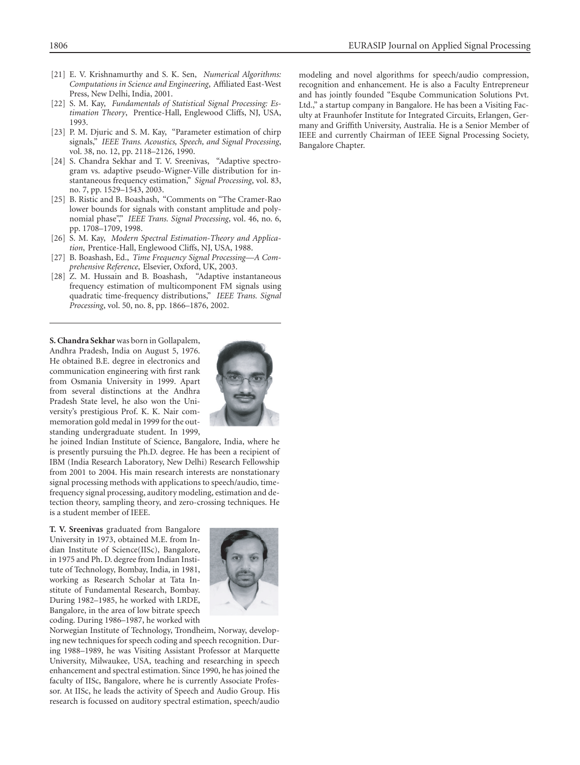[21] E. V. Krishnamurthy and S. K. Sen, *Numerical Algorithms: Computations in Science and Engineering*, Affiliated East-West Press, New Delhi, India, 2001.

[22] S. M. Kay, *Fundamentals of Statistical Signal Processing: Estimation Theory*, Prentice-Hall, Englewood Cliffs, NJ, USA, 1993.

[23] P. M. Djuric and S. M. Kay, "Parameter estimation of chirp signals," *IEEE Trans. Acoustics, Speech, and Signal Processing*, vol. 38, no. 12, pp. 2118–2126, 1990.

[24] S. Chandra Sekhar and T. V. Sreenivas, "Adaptive spectrogram vs. adaptive pseudo-Wigner-Ville distribution for instantaneous frequency estimation," *Signal Processing*, vol. 83, no. 7, pp. 1529–1543, 2003.

[25] B. Ristic and B. Boashash, "Comments on "The Cramer-Rao lower bounds for signals with constant amplitude and polynomial phase"," *IEEE Trans. Signal Processing*, vol. 46, no. 6, pp. 1708–1709, 1998.

[26] S. M. Kay, *Modern Spectral Estimation-Theory and Application*, Prentice-Hall, Englewood Cliffs, NJ, USA, 1988.

[27] B. Boashash, Ed., *Time Frequency Signal Processing—A Comprehensive Reference*, Elsevier, Oxford, UK, 2003.

[28] Z. M. Hussain and B. Boashash, "Adaptive instantaneous frequency estimation of multicomponent FM signals using quadratic time-frequency distributions," *IEEE Trans. Signal Processing*, vol. 50, no. 8, pp. 1866–1876, 2002.

**S. Chandra Sekhar** was born in Gollapalem, Andhra Pradesh, India on August 5, 1976. He obtained B.E. degree in electronics and communication engineering with first rank from Osmania University in 1999. Apart from several distinctions at the Andhra Pradesh State level, he also won the University's prestigious Prof. K. K. Nair commemoration gold medal in 1999 for the outstanding undergraduate student. In 1999, he joined Indian Institute of Science, Bangalore, India, where he is presently pursuing the Ph.D. degree. He has been a recipient of IBM (India Research Laboratory, New Delhi) Research Fellowship from 2001 to 2004. His main research interests are nonstationary signal processing methods with applications to speech/audio, time-frequency signal processing, auditory modeling, estimation and detection theory, sampling theory, and zero-crossing techniques. He is a student member of IEEE.

**T. V. Sreenivas** graduated from Bangalore University in 1973, obtained M.E. from Indian Institute of Science(IISc), Bangalore, in 1975 and Ph. D. degree from Indian Institute of Technology, Bombay, India, in 1981, working as Research Scholar at Tata Institute of Fundamental Research, Bombay. During 1982–1985, he worked with LRDE, Bangalore, in the area of low bitrate speech coding. During 1986–1987, he worked with Norwegian Institute of Technology, Trondheim, Norway, developing new techniques for speech coding and speech recognition. During 1988–1989, he was Visiting Assistant Professor at Marquette University, Milwaukee, USA, teaching and researching in speech enhancement and spectral estimation. Since 1990, he has joined the faculty of IISc, Bangalore, where he is currently Associate Professor. At IISc, he leads the activity of Speech and Audio Group. His research is focussed on auditory spectral estimation, speech/audio modeling and novel algorithms for speech/audio compression, recognition and enhancement. He is also a Faculty Entrepreneur and has jointly founded "Esqube Communication Solutions Pvt. Ltd.," a startup company in Bangalore. He has been a Visiting Faculty at Fraunhofer Institute for Integrated Circuits, Erlangen, Germany and Griffith University, Australia. He is a Senior Member of IEEE and currently Chairman of IEEE Signal Processing Society, Bangalore Chapter.